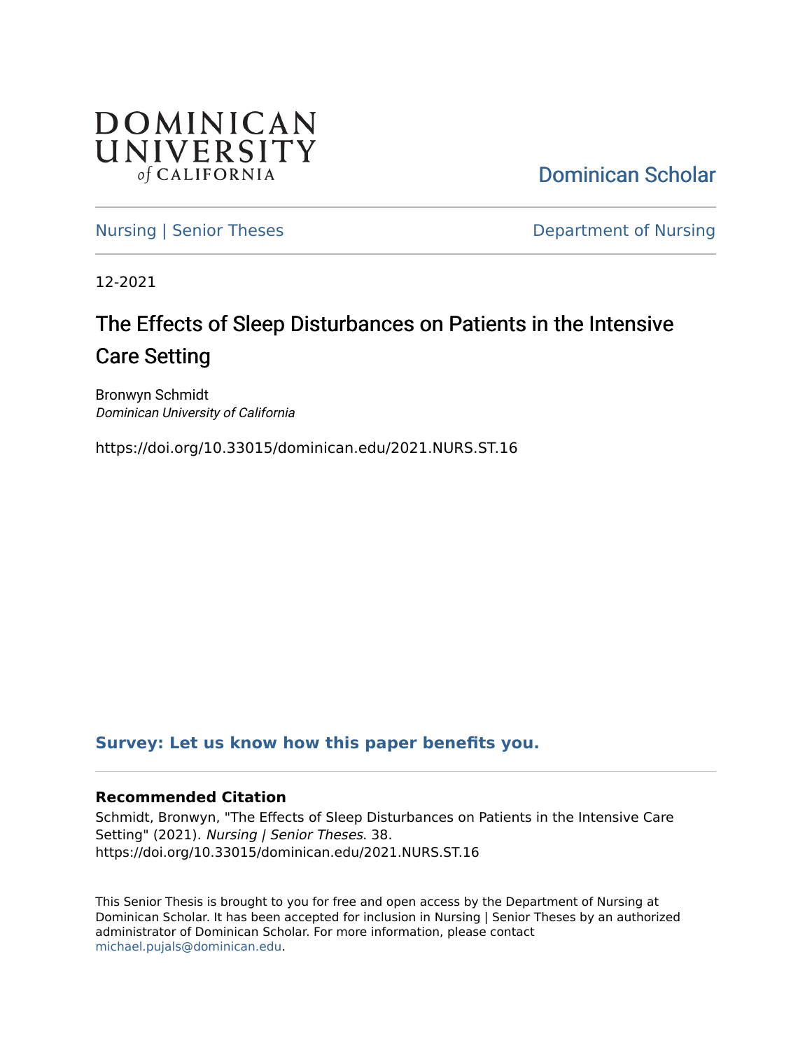DOMINICAN UNIVERSITY of CALIFORNIA

Dominican Scholar

Nursing | Senior Theses

Department of Nursing

12-2021

# The Effects of Sleep Disturbances on Patients in the Intensive Care Setting

Bronwyn Schmidt
*Dominican University of California*

https://doi.org/10.33015/dominican.edu/2021.NURS.ST.16

**Survey: Let us know how this paper benefits you.**

### Recommended Citation

Schmidt, Bronwyn, "The Effects of Sleep Disturbances on Patients in the Intensive Care Setting" (2021). *Nursing | Senior Theses*. 38.
https://doi.org/10.33015/dominican.edu/2021.NURS.ST.16

This Senior Thesis is brought to you for free and open access by the Department of Nursing at Dominican Scholar. It has been accepted for inclusion in Nursing | Senior Theses by an authorized administrator of Dominican Scholar. For more information, please contact michael.pujals@dominican.edu.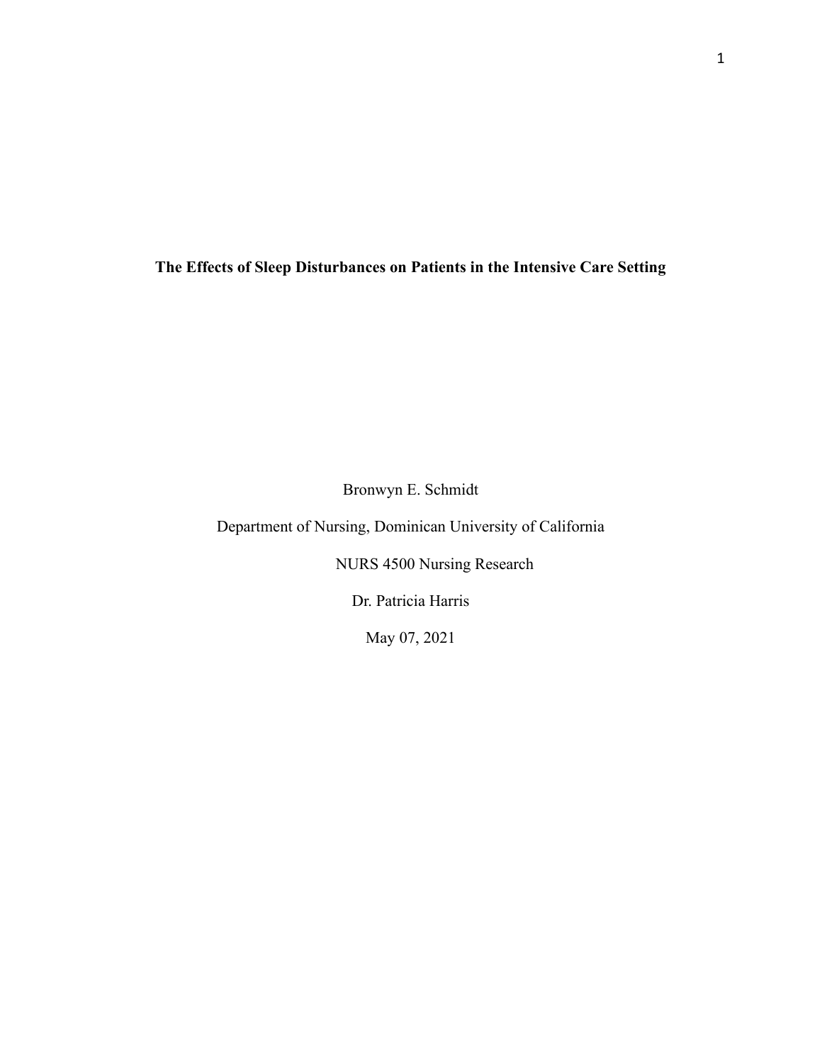**The Effects of Sleep Disturbances on Patients in the Intensive Care Setting**

Bronwyn E. Schmidt

Department of Nursing, Dominican University of California

NURS 4500 Nursing Research

Dr. Patricia Harris

May 07, 2021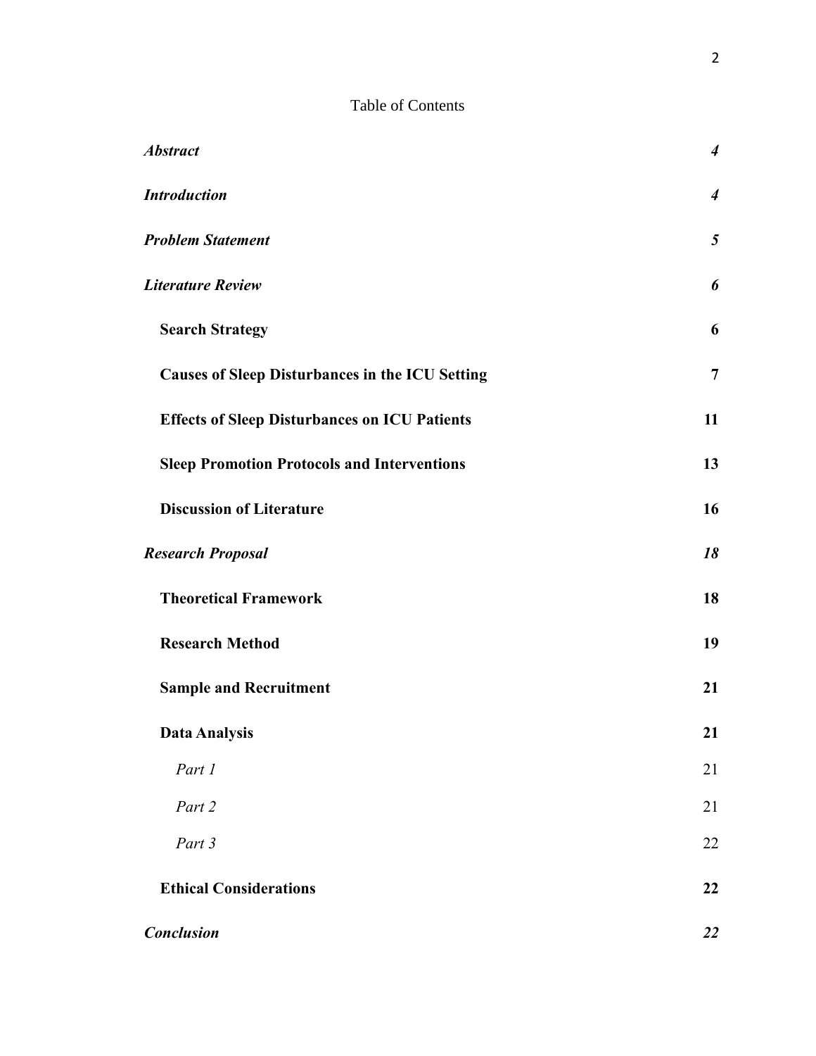Table of Contents

*Abstract* 4

*Introduction* 4

*Problem Statement* 5

*Literature Review* 6

- **Search Strategy** 6
- **Causes of Sleep Disturbances in the ICU Setting** 7
- **Effects of Sleep Disturbances on ICU Patients** 11
- **Sleep Promotion Protocols and Interventions** 13
- **Discussion of Literature** 16

*Research Proposal* 18

- **Theoretical Framework** 18
- **Research Method** 19
- **Sample and Recruitment** 21
- **Data Analysis** 21
  - *Part 1* 21
  - *Part 2* 21
  - *Part 3* 22
- **Ethical Considerations** 22

*Conclusion* 22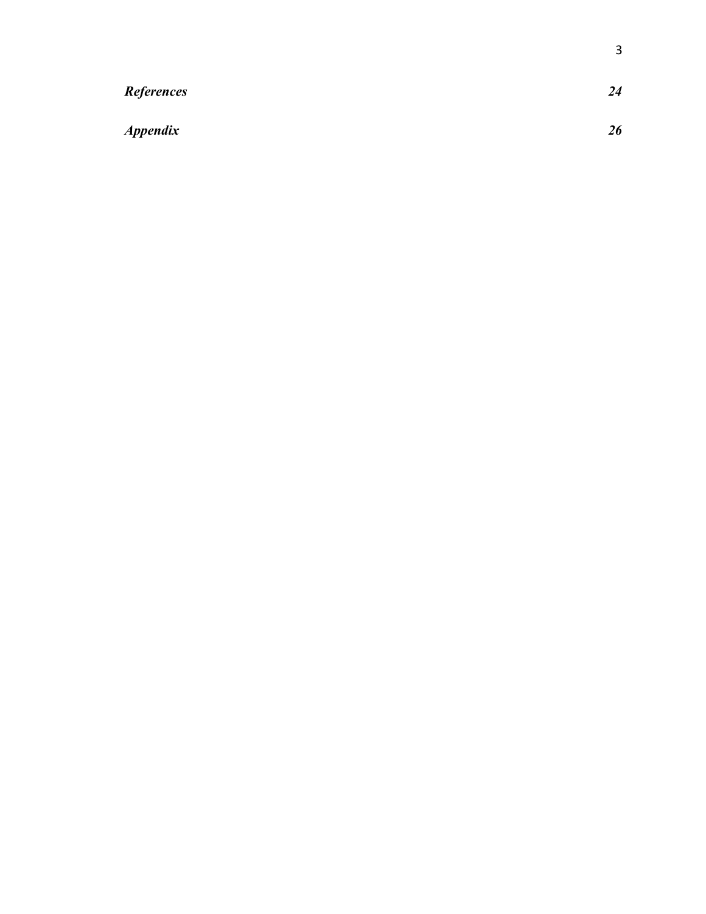***References*** ***24***

***Appendix*** ***26***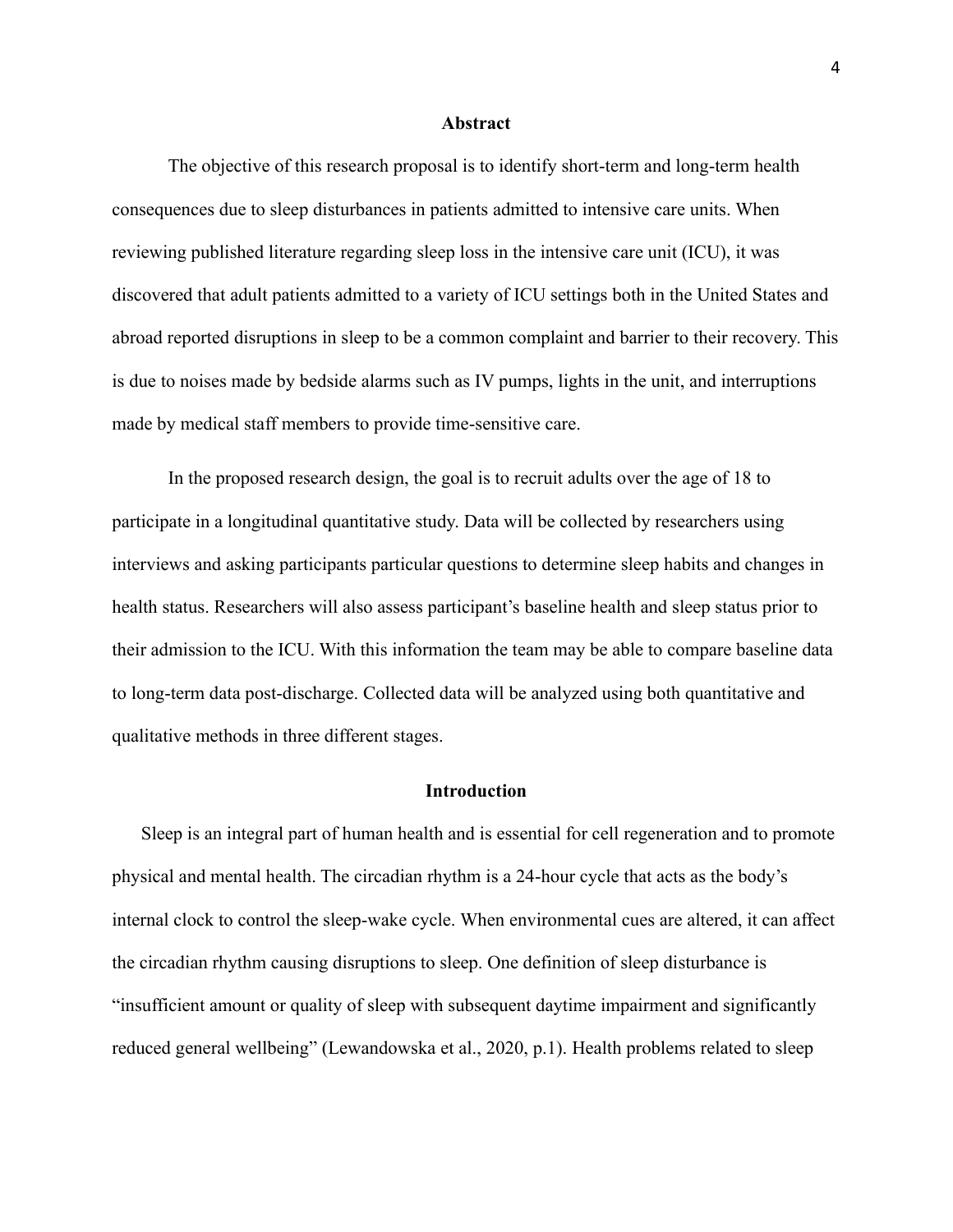## Abstract

The objective of this research proposal is to identify short-term and long-term health consequences due to sleep disturbances in patients admitted to intensive care units. When reviewing published literature regarding sleep loss in the intensive care unit (ICU), it was discovered that adult patients admitted to a variety of ICU settings both in the United States and abroad reported disruptions in sleep to be a common complaint and barrier to their recovery. This is due to noises made by bedside alarms such as IV pumps, lights in the unit, and interruptions made by medical staff members to provide time-sensitive care.

In the proposed research design, the goal is to recruit adults over the age of 18 to participate in a longitudinal quantitative study. Data will be collected by researchers using interviews and asking participants particular questions to determine sleep habits and changes in health status. Researchers will also assess participant's baseline health and sleep status prior to their admission to the ICU. With this information the team may be able to compare baseline data to long-term data post-discharge. Collected data will be analyzed using both quantitative and qualitative methods in three different stages.

## Introduction

Sleep is an integral part of human health and is essential for cell regeneration and to promote physical and mental health. The circadian rhythm is a 24-hour cycle that acts as the body's internal clock to control the sleep-wake cycle. When environmental cues are altered, it can affect the circadian rhythm causing disruptions to sleep. One definition of sleep disturbance is "insufficient amount or quality of sleep with subsequent daytime impairment and significantly reduced general wellbeing" (Lewandowska et al., 2020, p.1). Health problems related to sleep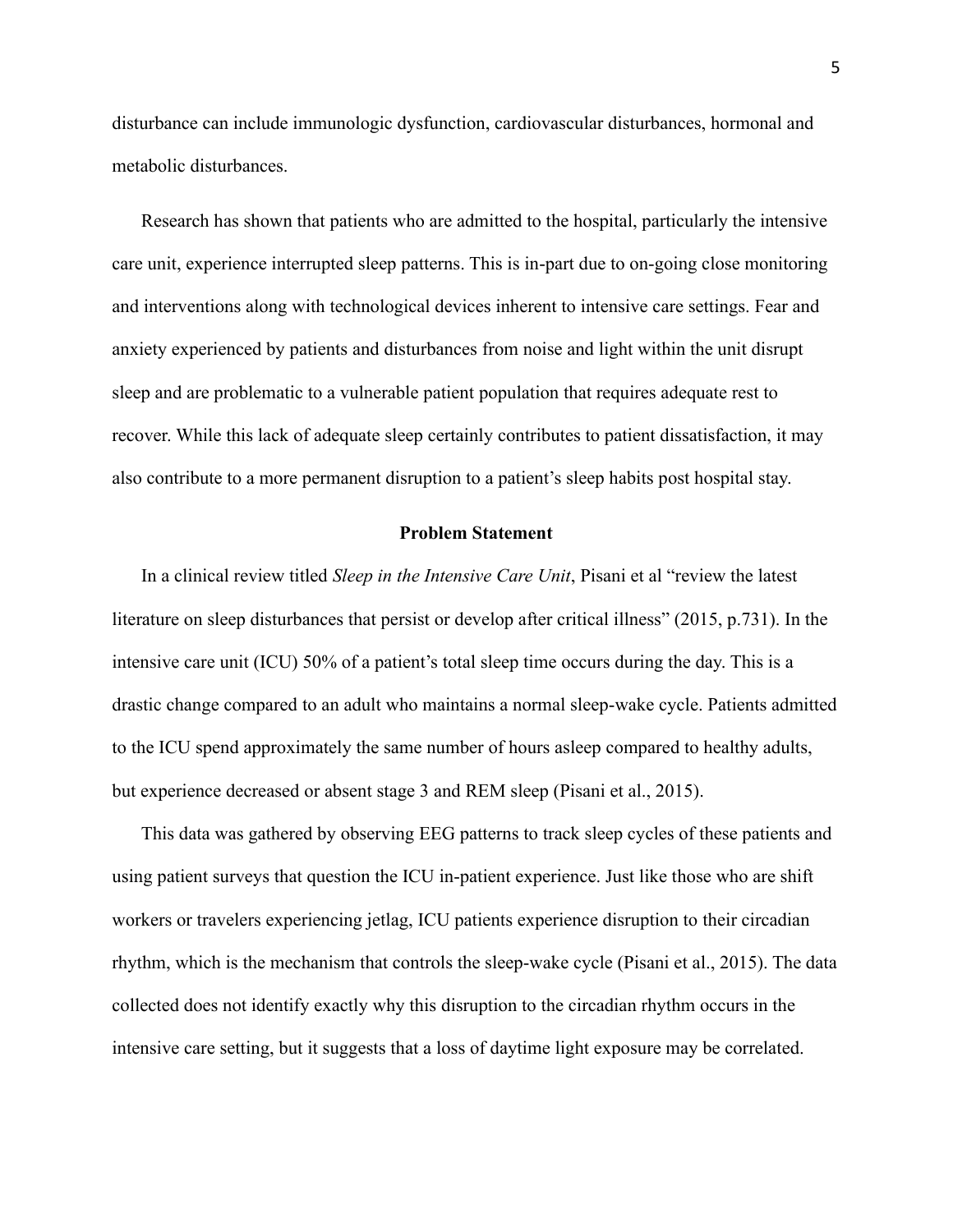disturbance can include immunologic dysfunction, cardiovascular disturbances, hormonal and metabolic disturbances.

Research has shown that patients who are admitted to the hospital, particularly the intensive care unit, experience interrupted sleep patterns. This is in-part due to on-going close monitoring and interventions along with technological devices inherent to intensive care settings. Fear and anxiety experienced by patients and disturbances from noise and light within the unit disrupt sleep and are problematic to a vulnerable patient population that requires adequate rest to recover. While this lack of adequate sleep certainly contributes to patient dissatisfaction, it may also contribute to a more permanent disruption to a patient's sleep habits post hospital stay.

## Problem Statement

In a clinical review titled *Sleep in the Intensive Care Unit*, Pisani et al "review the latest literature on sleep disturbances that persist or develop after critical illness" (2015, p.731). In the intensive care unit (ICU) 50% of a patient's total sleep time occurs during the day. This is a drastic change compared to an adult who maintains a normal sleep-wake cycle. Patients admitted to the ICU spend approximately the same number of hours asleep compared to healthy adults, but experience decreased or absent stage 3 and REM sleep (Pisani et al., 2015).

This data was gathered by observing EEG patterns to track sleep cycles of these patients and using patient surveys that question the ICU in-patient experience. Just like those who are shift workers or travelers experiencing jetlag, ICU patients experience disruption to their circadian rhythm, which is the mechanism that controls the sleep-wake cycle (Pisani et al., 2015). The data collected does not identify exactly why this disruption to the circadian rhythm occurs in the intensive care setting, but it suggests that a loss of daytime light exposure may be correlated.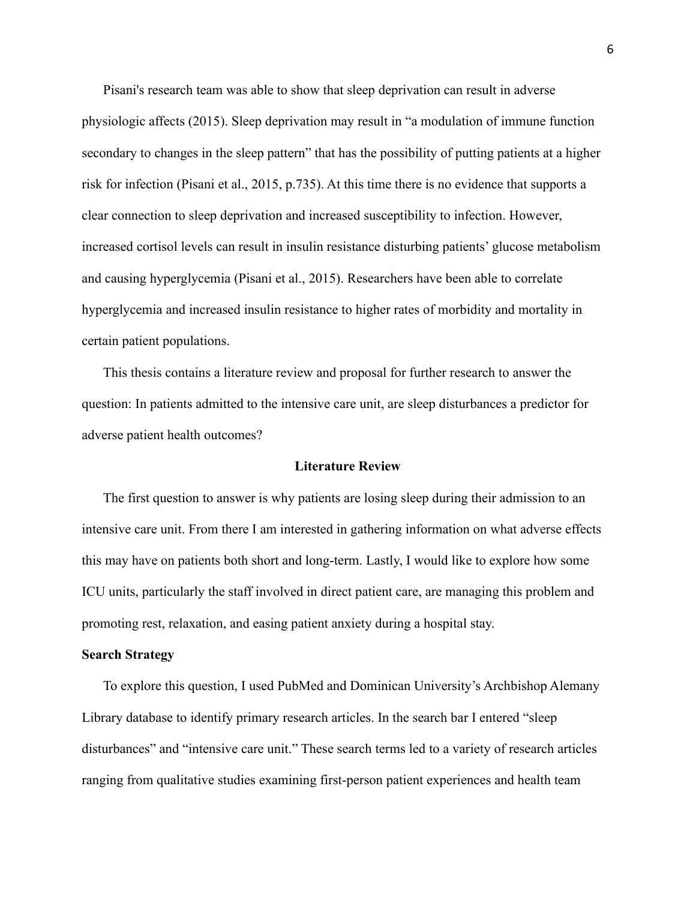Pisani's research team was able to show that sleep deprivation can result in adverse physiologic affects (2015). Sleep deprivation may result in "a modulation of immune function secondary to changes in the sleep pattern" that has the possibility of putting patients at a higher risk for infection (Pisani et al., 2015, p.735). At this time there is no evidence that supports a clear connection to sleep deprivation and increased susceptibility to infection. However, increased cortisol levels can result in insulin resistance disturbing patients' glucose metabolism and causing hyperglycemia (Pisani et al., 2015). Researchers have been able to correlate hyperglycemia and increased insulin resistance to higher rates of morbidity and mortality in certain patient populations.

This thesis contains a literature review and proposal for further research to answer the question: In patients admitted to the intensive care unit, are sleep disturbances a predictor for adverse patient health outcomes?

## Literature Review

The first question to answer is why patients are losing sleep during their admission to an intensive care unit. From there I am interested in gathering information on what adverse effects this may have on patients both short and long-term. Lastly, I would like to explore how some ICU units, particularly the staff involved in direct patient care, are managing this problem and promoting rest, relaxation, and easing patient anxiety during a hospital stay.

### Search Strategy

To explore this question, I used PubMed and Dominican University's Archbishop Alemany Library database to identify primary research articles. In the search bar I entered "sleep disturbances" and "intensive care unit." These search terms led to a variety of research articles ranging from qualitative studies examining first-person patient experiences and health team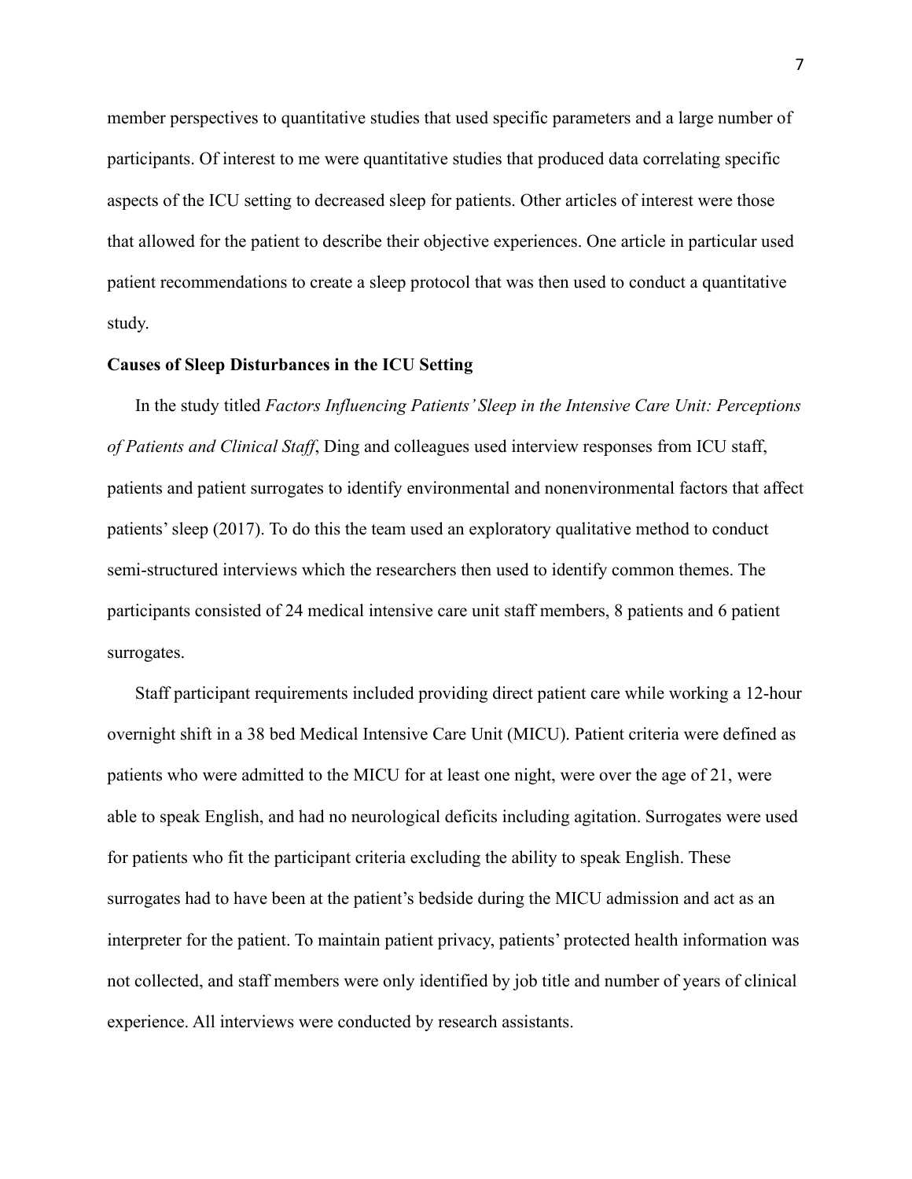member perspectives to quantitative studies that used specific parameters and a large number of participants. Of interest to me were quantitative studies that produced data correlating specific aspects of the ICU setting to decreased sleep for patients. Other articles of interest were those that allowed for the patient to describe their objective experiences. One article in particular used patient recommendations to create a sleep protocol that was then used to conduct a quantitative study.

**Causes of Sleep Disturbances in the ICU Setting**

In the study titled *Factors Influencing Patients' Sleep in the Intensive Care Unit: Perceptions of Patients and Clinical Staff*, Ding and colleagues used interview responses from ICU staff, patients and patient surrogates to identify environmental and nonenvironmental factors that affect patients' sleep (2017). To do this the team used an exploratory qualitative method to conduct semi-structured interviews which the researchers then used to identify common themes. The participants consisted of 24 medical intensive care unit staff members, 8 patients and 6 patient surrogates.

Staff participant requirements included providing direct patient care while working a 12-hour overnight shift in a 38 bed Medical Intensive Care Unit (MICU). Patient criteria were defined as patients who were admitted to the MICU for at least one night, were over the age of 21, were able to speak English, and had no neurological deficits including agitation. Surrogates were used for patients who fit the participant criteria excluding the ability to speak English. These surrogates had to have been at the patient's bedside during the MICU admission and act as an interpreter for the patient. To maintain patient privacy, patients' protected health information was not collected, and staff members were only identified by job title and number of years of clinical experience. All interviews were conducted by research assistants.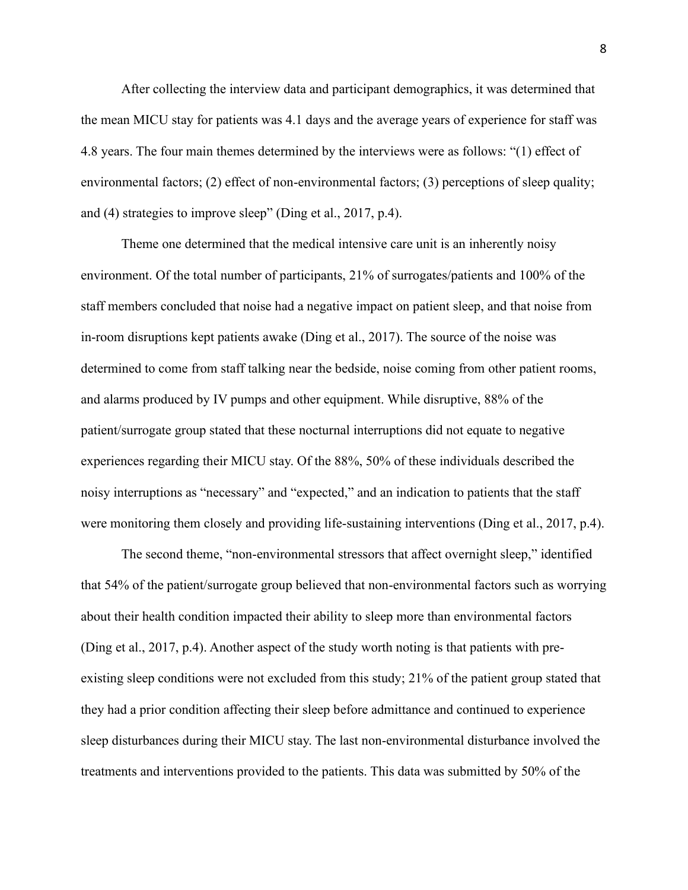After collecting the interview data and participant demographics, it was determined that the mean MICU stay for patients was 4.1 days and the average years of experience for staff was 4.8 years. The four main themes determined by the interviews were as follows: "(1) effect of environmental factors; (2) effect of non-environmental factors; (3) perceptions of sleep quality; and (4) strategies to improve sleep" (Ding et al., 2017, p.4).

Theme one determined that the medical intensive care unit is an inherently noisy environment. Of the total number of participants, 21% of surrogates/patients and 100% of the staff members concluded that noise had a negative impact on patient sleep, and that noise from in-room disruptions kept patients awake (Ding et al., 2017). The source of the noise was determined to come from staff talking near the bedside, noise coming from other patient rooms, and alarms produced by IV pumps and other equipment. While disruptive, 88% of the patient/surrogate group stated that these nocturnal interruptions did not equate to negative experiences regarding their MICU stay. Of the 88%, 50% of these individuals described the noisy interruptions as "necessary" and "expected," and an indication to patients that the staff were monitoring them closely and providing life-sustaining interventions (Ding et al., 2017, p.4).

The second theme, "non-environmental stressors that affect overnight sleep," identified that 54% of the patient/surrogate group believed that non-environmental factors such as worrying about their health condition impacted their ability to sleep more than environmental factors (Ding et al., 2017, p.4). Another aspect of the study worth noting is that patients with pre-existing sleep conditions were not excluded from this study; 21% of the patient group stated that they had a prior condition affecting their sleep before admittance and continued to experience sleep disturbances during their MICU stay. The last non-environmental disturbance involved the treatments and interventions provided to the patients. This data was submitted by 50% of the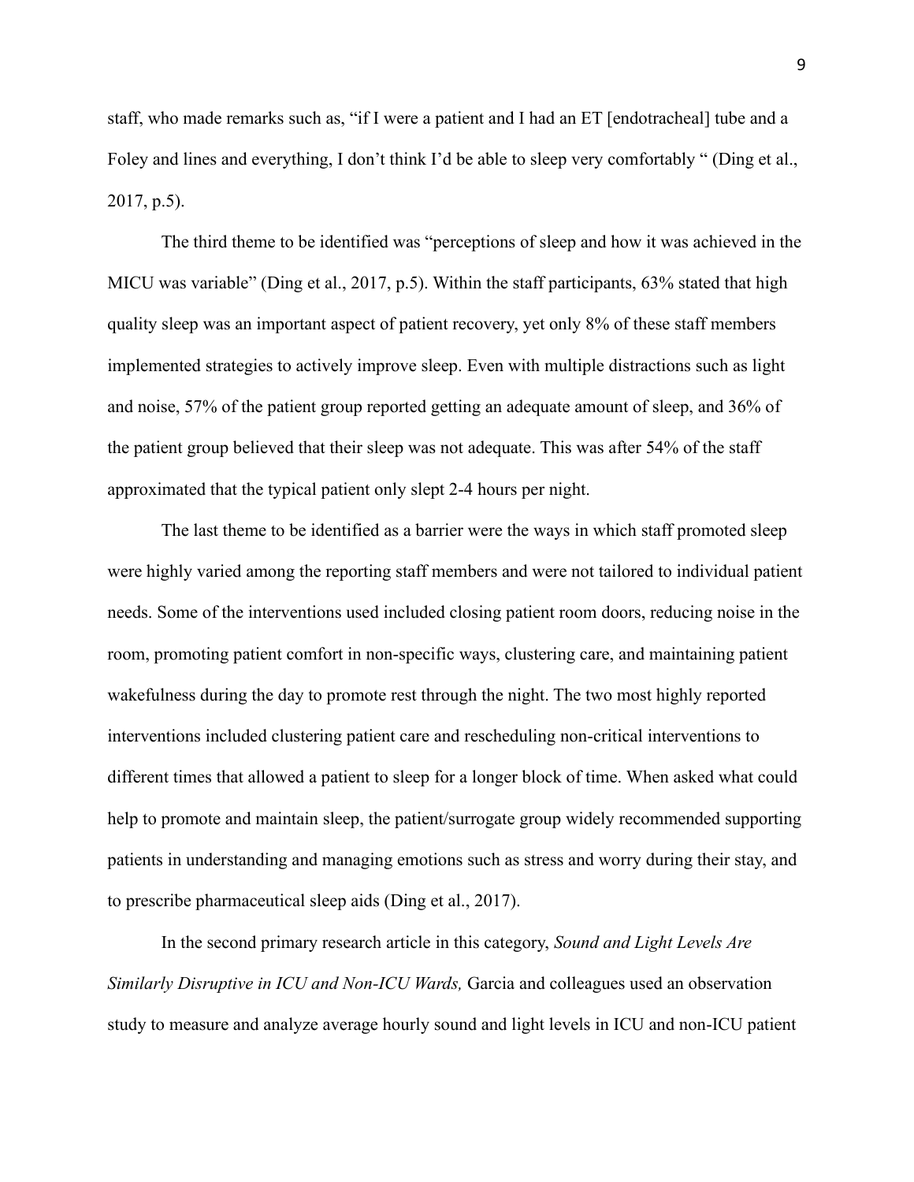staff, who made remarks such as, "if I were a patient and I had an ET [endotracheal] tube and a Foley and lines and everything, I don't think I'd be able to sleep very comfortably " (Ding et al., 2017, p.5).

The third theme to be identified was "perceptions of sleep and how it was achieved in the MICU was variable" (Ding et al., 2017, p.5). Within the staff participants, 63% stated that high quality sleep was an important aspect of patient recovery, yet only 8% of these staff members implemented strategies to actively improve sleep. Even with multiple distractions such as light and noise, 57% of the patient group reported getting an adequate amount of sleep, and 36% of the patient group believed that their sleep was not adequate. This was after 54% of the staff approximated that the typical patient only slept 2-4 hours per night.

The last theme to be identified as a barrier were the ways in which staff promoted sleep were highly varied among the reporting staff members and were not tailored to individual patient needs. Some of the interventions used included closing patient room doors, reducing noise in the room, promoting patient comfort in non-specific ways, clustering care, and maintaining patient wakefulness during the day to promote rest through the night. The two most highly reported interventions included clustering patient care and rescheduling non-critical interventions to different times that allowed a patient to sleep for a longer block of time. When asked what could help to promote and maintain sleep, the patient/surrogate group widely recommended supporting patients in understanding and managing emotions such as stress and worry during their stay, and to prescribe pharmaceutical sleep aids (Ding et al., 2017).

In the second primary research article in this category, *Sound and Light Levels Are Similarly Disruptive in ICU and Non-ICU Wards,* Garcia and colleagues used an observation study to measure and analyze average hourly sound and light levels in ICU and non-ICU patient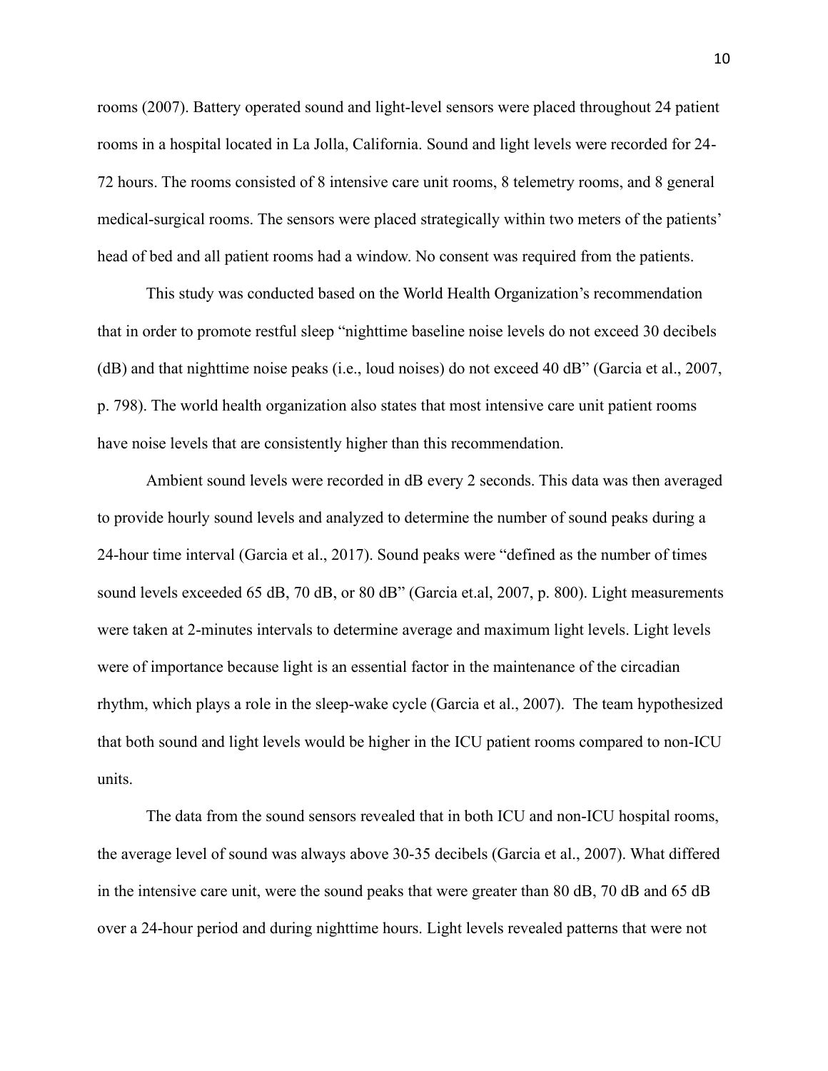rooms (2007). Battery operated sound and light-level sensors were placed throughout 24 patient rooms in a hospital located in La Jolla, California. Sound and light levels were recorded for 24-72 hours. The rooms consisted of 8 intensive care unit rooms, 8 telemetry rooms, and 8 general medical-surgical rooms. The sensors were placed strategically within two meters of the patients' head of bed and all patient rooms had a window. No consent was required from the patients.

This study was conducted based on the World Health Organization's recommendation that in order to promote restful sleep "nighttime baseline noise levels do not exceed 30 decibels (dB) and that nighttime noise peaks (i.e., loud noises) do not exceed 40 dB" (Garcia et al., 2007, p. 798). The world health organization also states that most intensive care unit patient rooms have noise levels that are consistently higher than this recommendation.

Ambient sound levels were recorded in dB every 2 seconds. This data was then averaged to provide hourly sound levels and analyzed to determine the number of sound peaks during a 24-hour time interval (Garcia et al., 2017). Sound peaks were "defined as the number of times sound levels exceeded 65 dB, 70 dB, or 80 dB" (Garcia et.al, 2007, p. 800). Light measurements were taken at 2-minutes intervals to determine average and maximum light levels. Light levels were of importance because light is an essential factor in the maintenance of the circadian rhythm, which plays a role in the sleep-wake cycle (Garcia et al., 2007). The team hypothesized that both sound and light levels would be higher in the ICU patient rooms compared to non-ICU units.

The data from the sound sensors revealed that in both ICU and non-ICU hospital rooms, the average level of sound was always above 30-35 decibels (Garcia et al., 2007). What differed in the intensive care unit, were the sound peaks that were greater than 80 dB, 70 dB and 65 dB over a 24-hour period and during nighttime hours. Light levels revealed patterns that were not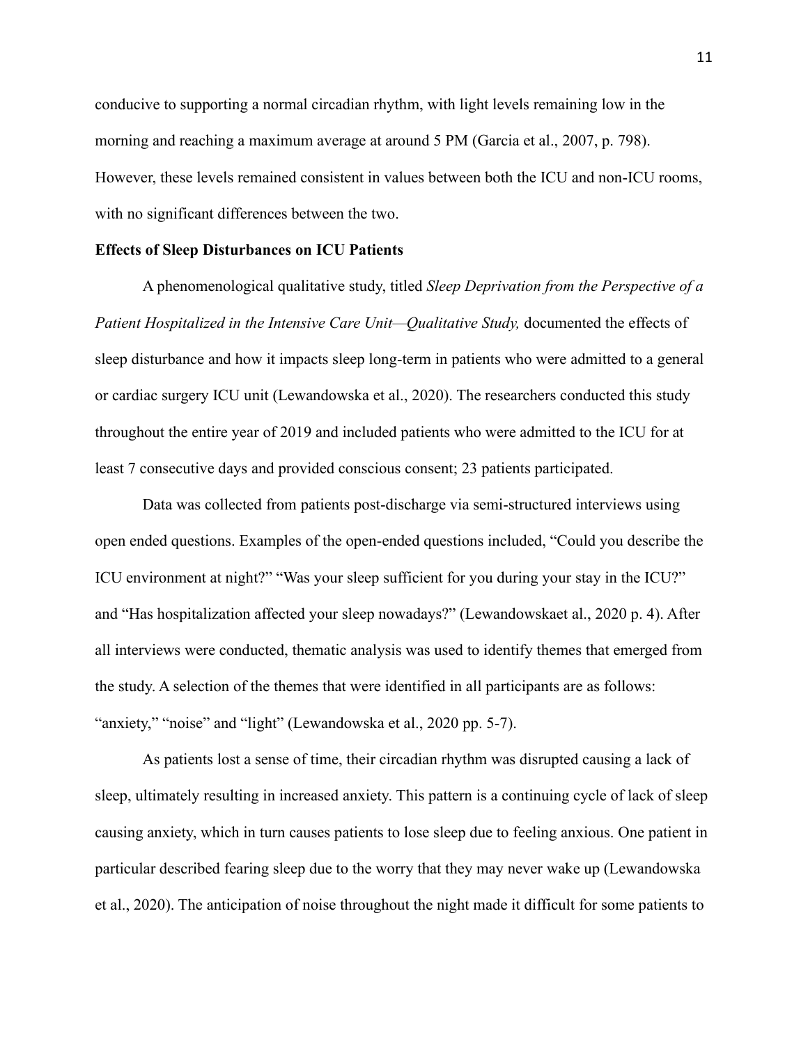conducive to supporting a normal circadian rhythm, with light levels remaining low in the morning and reaching a maximum average at around 5 PM (Garcia et al., 2007, p. 798). However, these levels remained consistent in values between both the ICU and non-ICU rooms, with no significant differences between the two.

**Effects of Sleep Disturbances on ICU Patients**

A phenomenological qualitative study, titled *Sleep Deprivation from the Perspective of a Patient Hospitalized in the Intensive Care Unit—Qualitative Study,* documented the effects of sleep disturbance and how it impacts sleep long-term in patients who were admitted to a general or cardiac surgery ICU unit (Lewandowska et al., 2020). The researchers conducted this study throughout the entire year of 2019 and included patients who were admitted to the ICU for at least 7 consecutive days and provided conscious consent; 23 patients participated.

Data was collected from patients post-discharge via semi-structured interviews using open ended questions. Examples of the open-ended questions included, "Could you describe the ICU environment at night?" "Was your sleep sufficient for you during your stay in the ICU?" and "Has hospitalization affected your sleep nowadays?" (Lewandowskaet al., 2020 p. 4). After all interviews were conducted, thematic analysis was used to identify themes that emerged from the study. A selection of the themes that were identified in all participants are as follows: "anxiety," "noise" and "light" (Lewandowska et al., 2020 pp. 5-7).

As patients lost a sense of time, their circadian rhythm was disrupted causing a lack of sleep, ultimately resulting in increased anxiety. This pattern is a continuing cycle of lack of sleep causing anxiety, which in turn causes patients to lose sleep due to feeling anxious. One patient in particular described fearing sleep due to the worry that they may never wake up (Lewandowska et al., 2020). The anticipation of noise throughout the night made it difficult for some patients to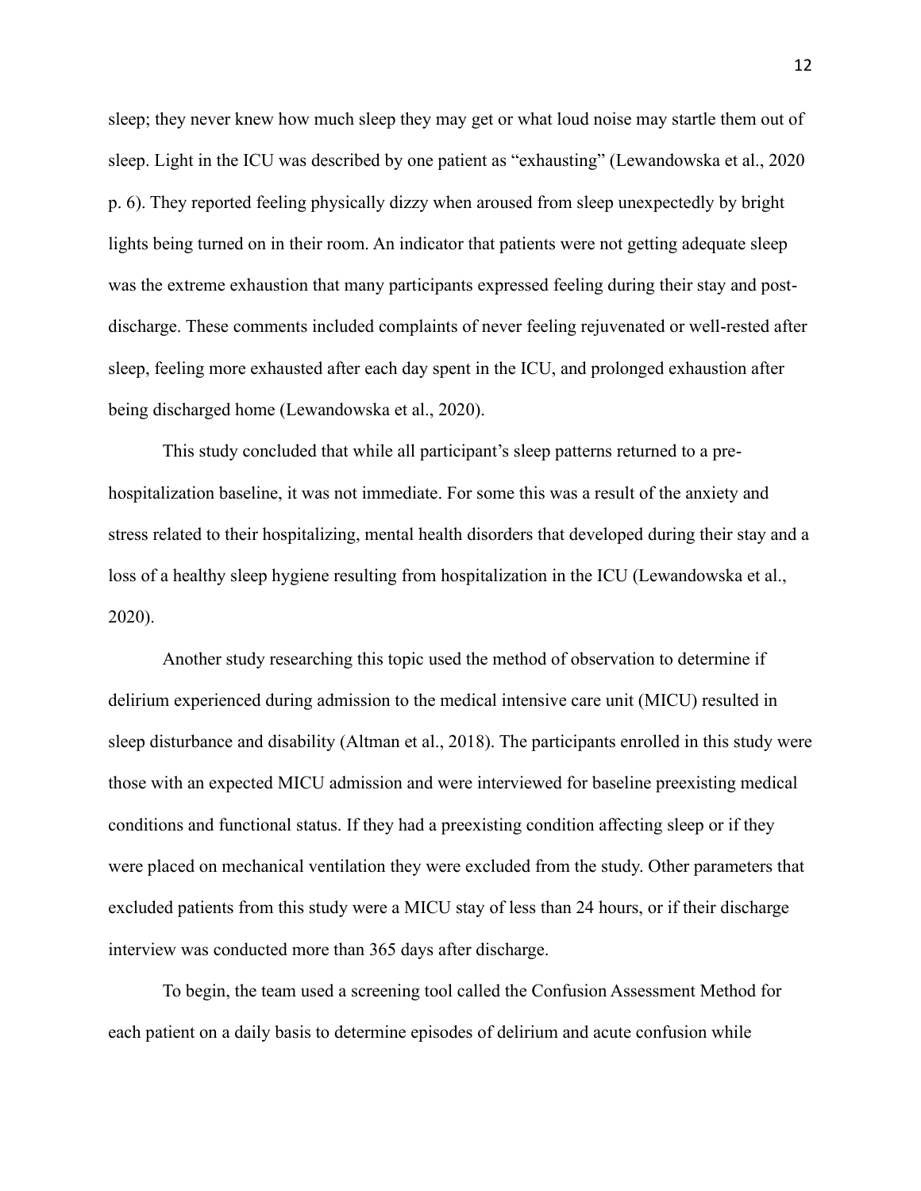sleep; they never knew how much sleep they may get or what loud noise may startle them out of sleep. Light in the ICU was described by one patient as "exhausting" (Lewandowska et al., 2020 p. 6). They reported feeling physically dizzy when aroused from sleep unexpectedly by bright lights being turned on in their room. An indicator that patients were not getting adequate sleep was the extreme exhaustion that many participants expressed feeling during their stay and post-discharge. These comments included complaints of never feeling rejuvenated or well-rested after sleep, feeling more exhausted after each day spent in the ICU, and prolonged exhaustion after being discharged home (Lewandowska et al., 2020).

This study concluded that while all participant's sleep patterns returned to a pre-hospitalization baseline, it was not immediate. For some this was a result of the anxiety and stress related to their hospitalizing, mental health disorders that developed during their stay and a loss of a healthy sleep hygiene resulting from hospitalization in the ICU (Lewandowska et al., 2020).

Another study researching this topic used the method of observation to determine if delirium experienced during admission to the medical intensive care unit (MICU) resulted in sleep disturbance and disability (Altman et al., 2018). The participants enrolled in this study were those with an expected MICU admission and were interviewed for baseline preexisting medical conditions and functional status. If they had a preexisting condition affecting sleep or if they were placed on mechanical ventilation they were excluded from the study. Other parameters that excluded patients from this study were a MICU stay of less than 24 hours, or if their discharge interview was conducted more than 365 days after discharge.

To begin, the team used a screening tool called the Confusion Assessment Method for each patient on a daily basis to determine episodes of delirium and acute confusion while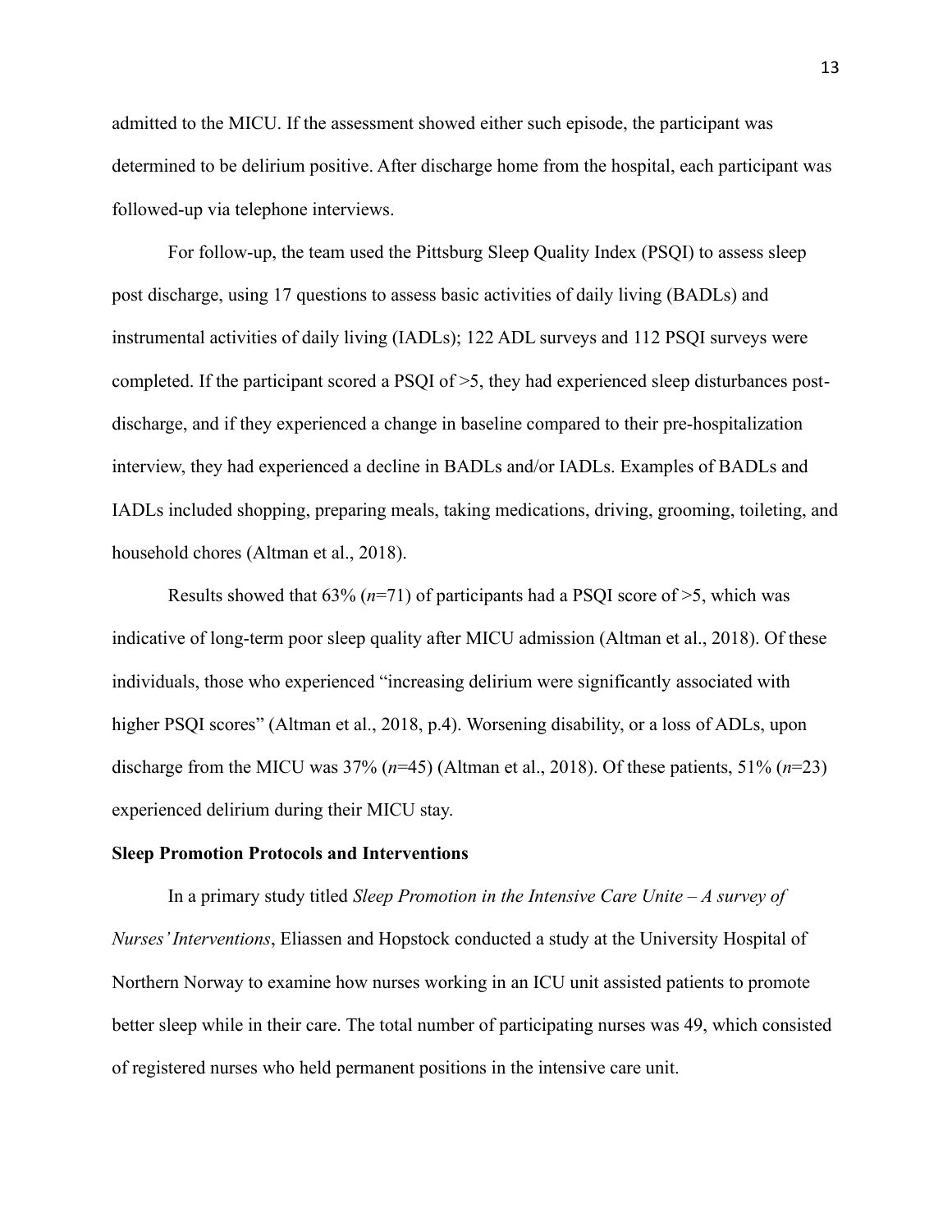admitted to the MICU. If the assessment showed either such episode, the participant was determined to be delirium positive. After discharge home from the hospital, each participant was followed-up via telephone interviews.

For follow-up, the team used the Pittsburg Sleep Quality Index (PSQI) to assess sleep post discharge, using 17 questions to assess basic activities of daily living (BADLs) and instrumental activities of daily living (IADLs); 122 ADL surveys and 112 PSQI surveys were completed. If the participant scored a PSQI of >5, they had experienced sleep disturbances post-discharge, and if they experienced a change in baseline compared to their pre-hospitalization interview, they had experienced a decline in BADLs and/or IADLs. Examples of BADLs and IADLs included shopping, preparing meals, taking medications, driving, grooming, toileting, and household chores (Altman et al., 2018).

Results showed that 63% (*n*=71) of participants had a PSQI score of >5, which was indicative of long-term poor sleep quality after MICU admission (Altman et al., 2018). Of these individuals, those who experienced "increasing delirium were significantly associated with higher PSQI scores" (Altman et al., 2018, p.4). Worsening disability, or a loss of ADLs, upon discharge from the MICU was 37% (*n*=45) (Altman et al., 2018). Of these patients, 51% (*n*=23) experienced delirium during their MICU stay.

**Sleep Promotion Protocols and Interventions**

In a primary study titled *Sleep Promotion in the Intensive Care Unite – A survey of Nurses' Interventions*, Eliassen and Hopstock conducted a study at the University Hospital of Northern Norway to examine how nurses working in an ICU unit assisted patients to promote better sleep while in their care. The total number of participating nurses was 49, which consisted of registered nurses who held permanent positions in the intensive care unit.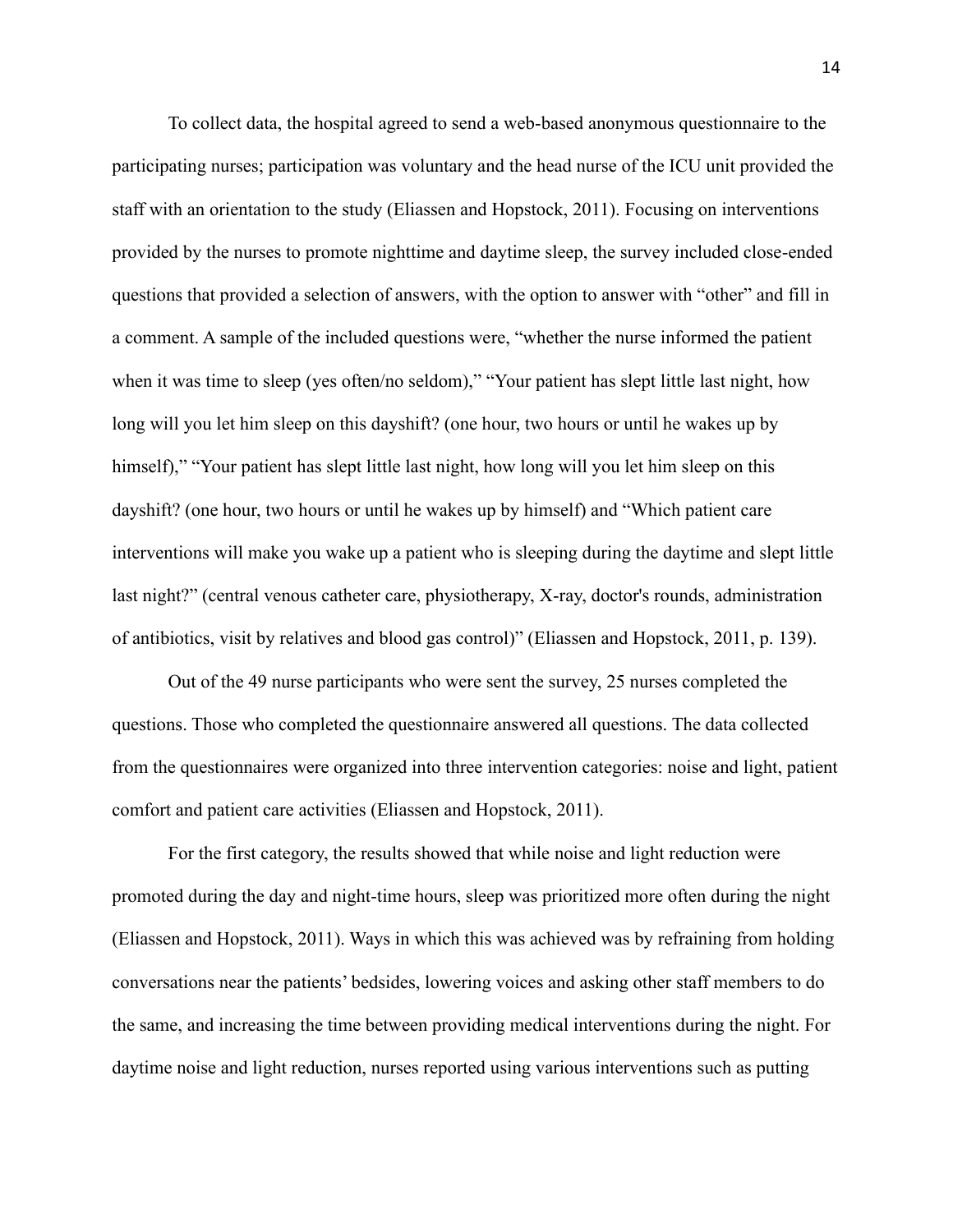To collect data, the hospital agreed to send a web-based anonymous questionnaire to the participating nurses; participation was voluntary and the head nurse of the ICU unit provided the staff with an orientation to the study (Eliassen and Hopstock, 2011). Focusing on interventions provided by the nurses to promote nighttime and daytime sleep, the survey included close-ended questions that provided a selection of answers, with the option to answer with "other" and fill in a comment. A sample of the included questions were, "whether the nurse informed the patient when it was time to sleep (yes often/no seldom)," "Your patient has slept little last night, how long will you let him sleep on this dayshift? (one hour, two hours or until he wakes up by himself)," "Your patient has slept little last night, how long will you let him sleep on this dayshift? (one hour, two hours or until he wakes up by himself) and "Which patient care interventions will make you wake up a patient who is sleeping during the daytime and slept little last night?" (central venous catheter care, physiotherapy, X-ray, doctor's rounds, administration of antibiotics, visit by relatives and blood gas control)" (Eliassen and Hopstock, 2011, p. 139).

Out of the 49 nurse participants who were sent the survey, 25 nurses completed the questions. Those who completed the questionnaire answered all questions. The data collected from the questionnaires were organized into three intervention categories: noise and light, patient comfort and patient care activities (Eliassen and Hopstock, 2011).

For the first category, the results showed that while noise and light reduction were promoted during the day and night-time hours, sleep was prioritized more often during the night (Eliassen and Hopstock, 2011). Ways in which this was achieved was by refraining from holding conversations near the patients' bedsides, lowering voices and asking other staff members to do the same, and increasing the time between providing medical interventions during the night. For daytime noise and light reduction, nurses reported using various interventions such as putting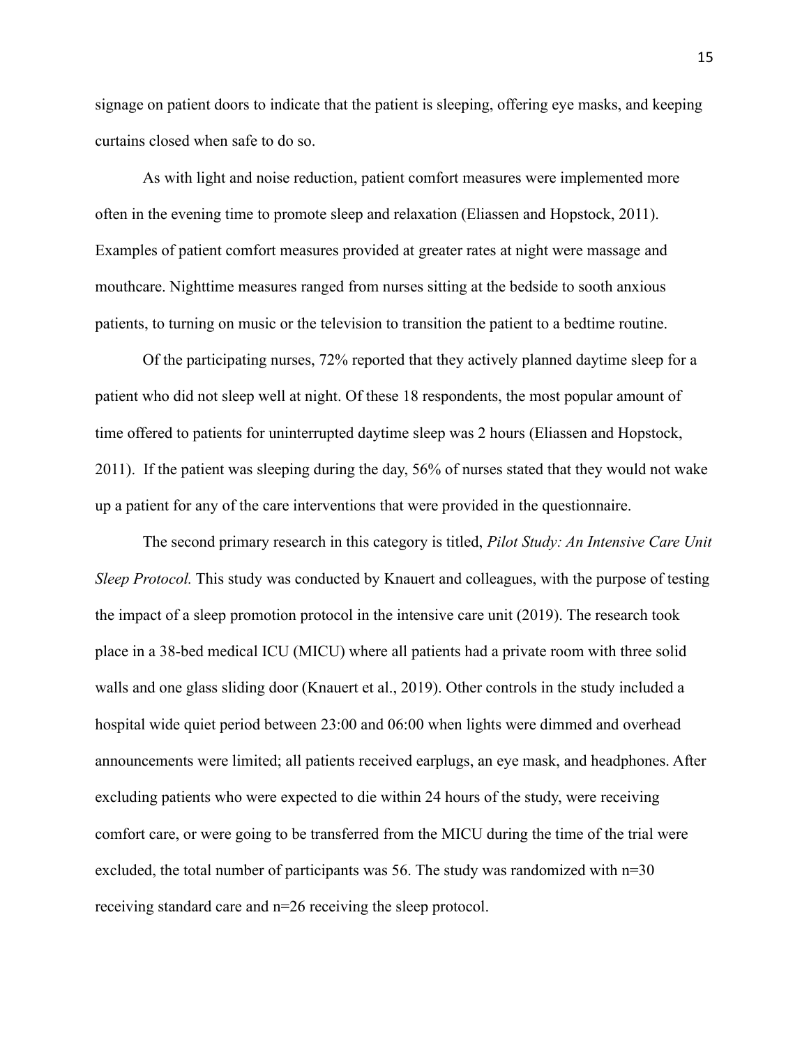signage on patient doors to indicate that the patient is sleeping, offering eye masks, and keeping curtains closed when safe to do so.

As with light and noise reduction, patient comfort measures were implemented more often in the evening time to promote sleep and relaxation (Eliassen and Hopstock, 2011). Examples of patient comfort measures provided at greater rates at night were massage and mouthcare. Nighttime measures ranged from nurses sitting at the bedside to sooth anxious patients, to turning on music or the television to transition the patient to a bedtime routine.

Of the participating nurses, 72% reported that they actively planned daytime sleep for a patient who did not sleep well at night. Of these 18 respondents, the most popular amount of time offered to patients for uninterrupted daytime sleep was 2 hours (Eliassen and Hopstock, 2011). If the patient was sleeping during the day, 56% of nurses stated that they would not wake up a patient for any of the care interventions that were provided in the questionnaire.

The second primary research in this category is titled, *Pilot Study: An Intensive Care Unit Sleep Protocol.* This study was conducted by Knauert and colleagues, with the purpose of testing the impact of a sleep promotion protocol in the intensive care unit (2019). The research took place in a 38-bed medical ICU (MICU) where all patients had a private room with three solid walls and one glass sliding door (Knauert et al., 2019). Other controls in the study included a hospital wide quiet period between 23:00 and 06:00 when lights were dimmed and overhead announcements were limited; all patients received earplugs, an eye mask, and headphones. After excluding patients who were expected to die within 24 hours of the study, were receiving comfort care, or were going to be transferred from the MICU during the time of the trial were excluded, the total number of participants was 56. The study was randomized with n=30 receiving standard care and n=26 receiving the sleep protocol.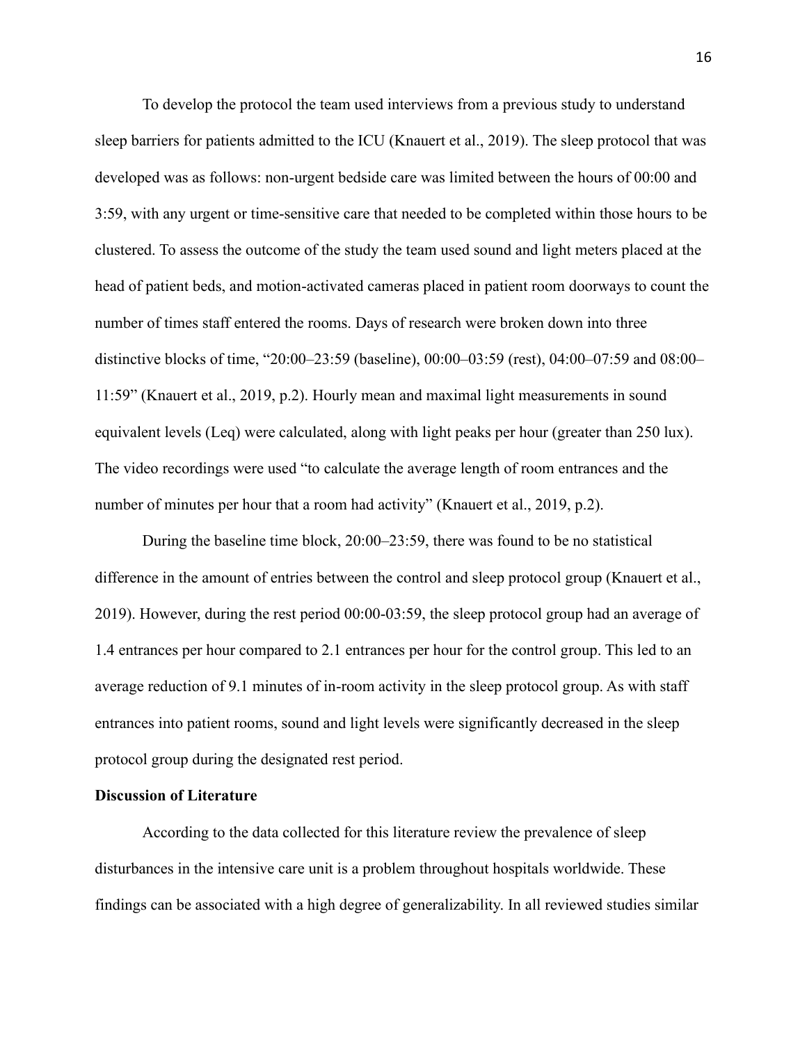To develop the protocol the team used interviews from a previous study to understand sleep barriers for patients admitted to the ICU (Knauert et al., 2019). The sleep protocol that was developed was as follows: non-urgent bedside care was limited between the hours of 00:00 and 3:59, with any urgent or time-sensitive care that needed to be completed within those hours to be clustered. To assess the outcome of the study the team used sound and light meters placed at the head of patient beds, and motion-activated cameras placed in patient room doorways to count the number of times staff entered the rooms. Days of research were broken down into three distinctive blocks of time, "20:00–23:59 (baseline), 00:00–03:59 (rest), 04:00–07:59 and 08:00–11:59" (Knauert et al., 2019, p.2). Hourly mean and maximal light measurements in sound equivalent levels (Leq) were calculated, along with light peaks per hour (greater than 250 lux). The video recordings were used "to calculate the average length of room entrances and the number of minutes per hour that a room had activity" (Knauert et al., 2019, p.2).

During the baseline time block, 20:00–23:59, there was found to be no statistical difference in the amount of entries between the control and sleep protocol group (Knauert et al., 2019). However, during the rest period 00:00-03:59, the sleep protocol group had an average of 1.4 entrances per hour compared to 2.1 entrances per hour for the control group. This led to an average reduction of 9.1 minutes of in-room activity in the sleep protocol group. As with staff entrances into patient rooms, sound and light levels were significantly decreased in the sleep protocol group during the designated rest period.

**Discussion of Literature**

According to the data collected for this literature review the prevalence of sleep disturbances in the intensive care unit is a problem throughout hospitals worldwide. These findings can be associated with a high degree of generalizability. In all reviewed studies similar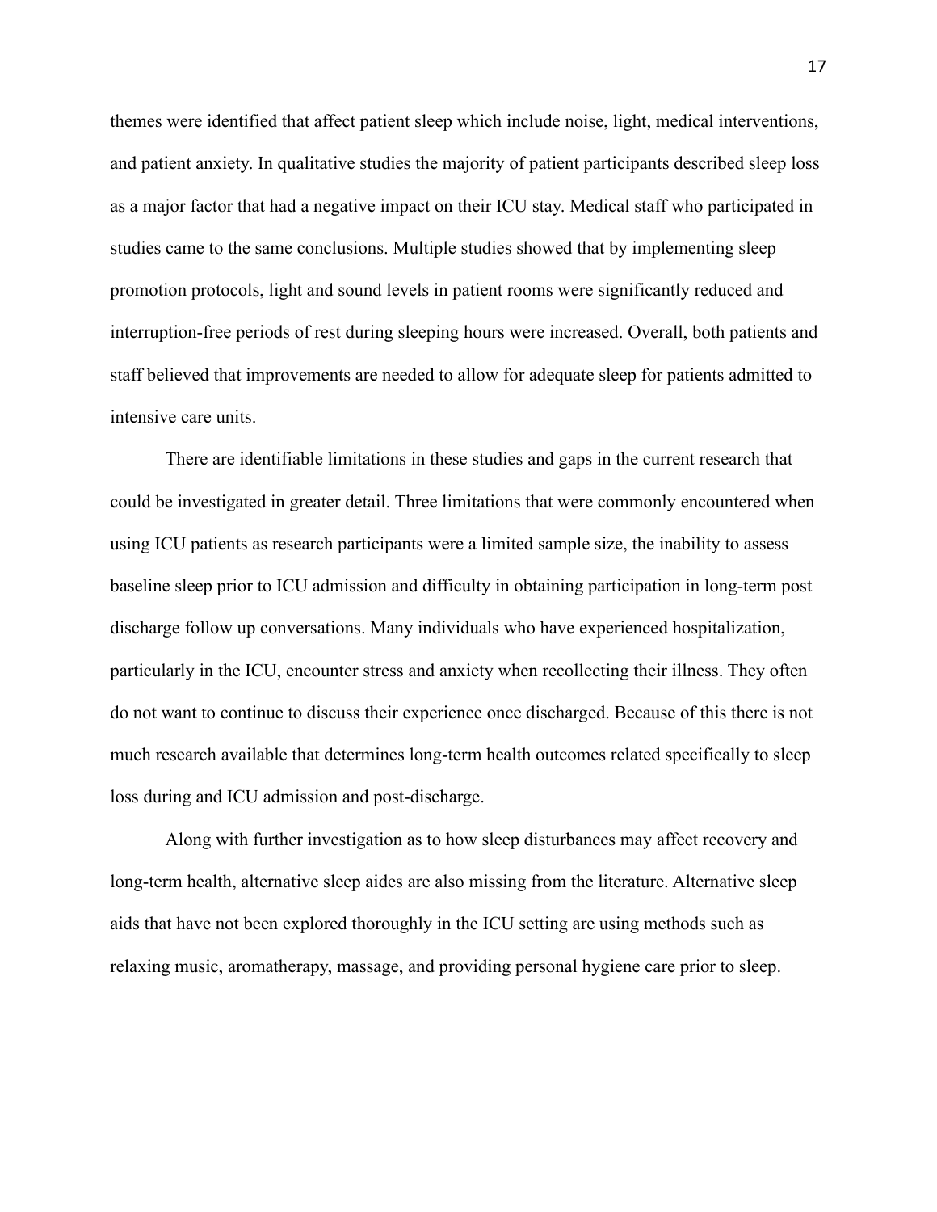themes were identified that affect patient sleep which include noise, light, medical interventions, and patient anxiety. In qualitative studies the majority of patient participants described sleep loss as a major factor that had a negative impact on their ICU stay. Medical staff who participated in studies came to the same conclusions. Multiple studies showed that by implementing sleep promotion protocols, light and sound levels in patient rooms were significantly reduced and interruption-free periods of rest during sleeping hours were increased. Overall, both patients and staff believed that improvements are needed to allow for adequate sleep for patients admitted to intensive care units.

There are identifiable limitations in these studies and gaps in the current research that could be investigated in greater detail. Three limitations that were commonly encountered when using ICU patients as research participants were a limited sample size, the inability to assess baseline sleep prior to ICU admission and difficulty in obtaining participation in long-term post discharge follow up conversations. Many individuals who have experienced hospitalization, particularly in the ICU, encounter stress and anxiety when recollecting their illness. They often do not want to continue to discuss their experience once discharged. Because of this there is not much research available that determines long-term health outcomes related specifically to sleep loss during and ICU admission and post-discharge.

Along with further investigation as to how sleep disturbances may affect recovery and long-term health, alternative sleep aides are also missing from the literature. Alternative sleep aids that have not been explored thoroughly in the ICU setting are using methods such as relaxing music, aromatherapy, massage, and providing personal hygiene care prior to sleep.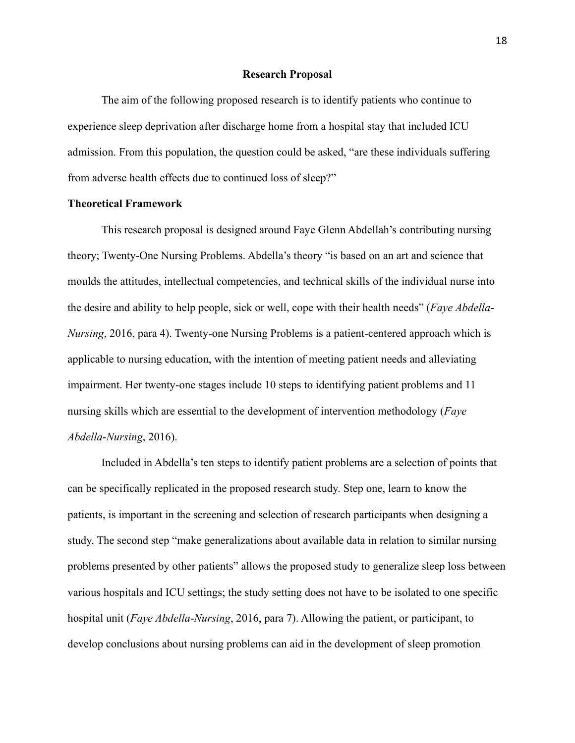## Research Proposal

The aim of the following proposed research is to identify patients who continue to experience sleep deprivation after discharge home from a hospital stay that included ICU admission. From this population, the question could be asked, "are these individuals suffering from adverse health effects due to continued loss of sleep?"

### Theoretical Framework

This research proposal is designed around Faye Glenn Abdellah's contributing nursing theory; Twenty-One Nursing Problems. Abdella's theory "is based on an art and science that moulds the attitudes, intellectual competencies, and technical skills of the individual nurse into the desire and ability to help people, sick or well, cope with their health needs" (*Faye Abdella-Nursing*, 2016, para 4). Twenty-one Nursing Problems is a patient-centered approach which is applicable to nursing education, with the intention of meeting patient needs and alleviating impairment. Her twenty-one stages include 10 steps to identifying patient problems and 11 nursing skills which are essential to the development of intervention methodology (*Faye Abdella-Nursing*, 2016).

Included in Abdella's ten steps to identify patient problems are a selection of points that can be specifically replicated in the proposed research study. Step one, learn to know the patients, is important in the screening and selection of research participants when designing a study. The second step "make generalizations about available data in relation to similar nursing problems presented by other patients" allows the proposed study to generalize sleep loss between various hospitals and ICU settings; the study setting does not have to be isolated to one specific hospital unit (*Faye Abdella-Nursing*, 2016, para 7). Allowing the patient, or participant, to develop conclusions about nursing problems can aid in the development of sleep promotion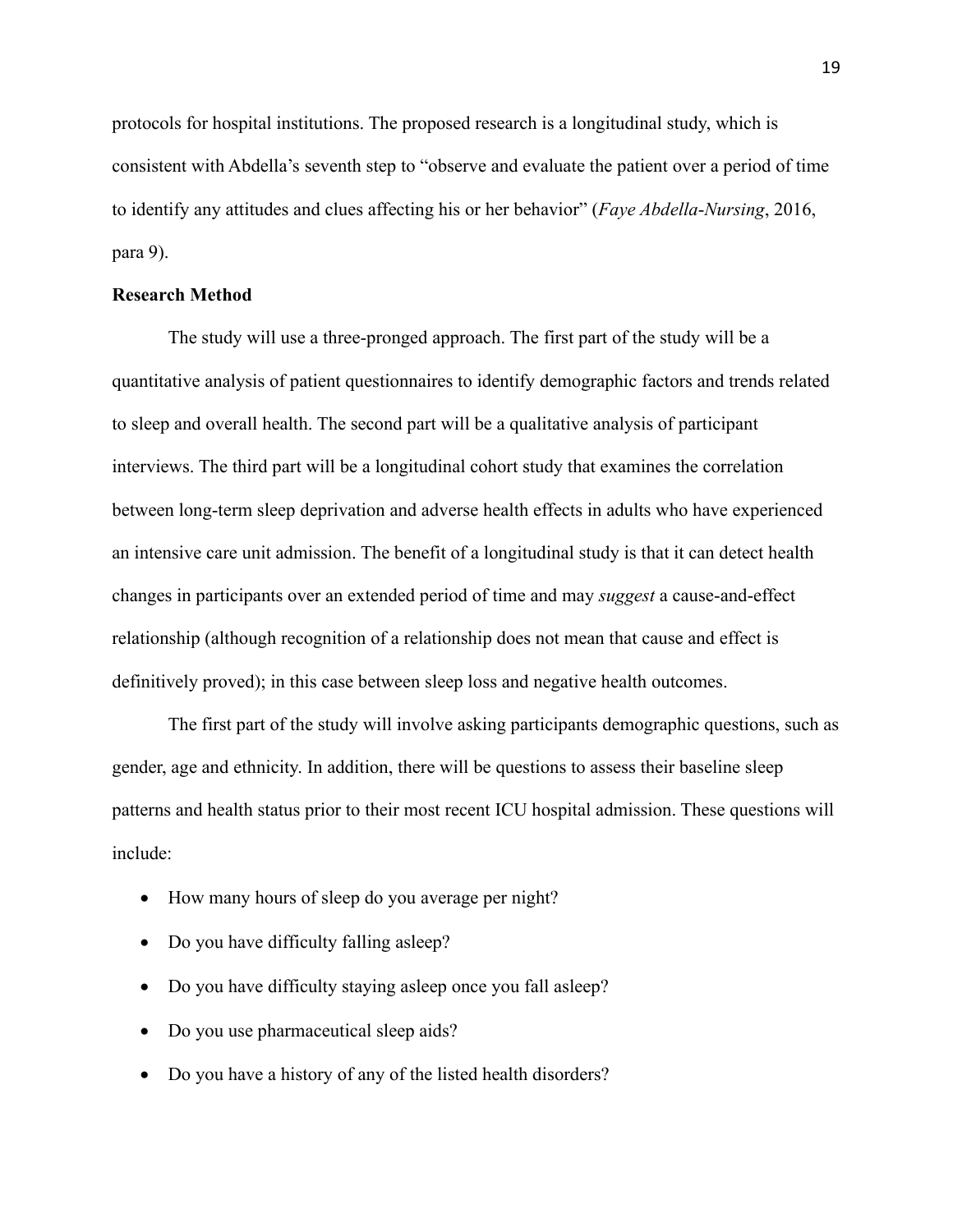protocols for hospital institutions. The proposed research is a longitudinal study, which is consistent with Abdella's seventh step to "observe and evaluate the patient over a period of time to identify any attitudes and clues affecting his or her behavior" (*Faye Abdella-Nursing*, 2016, para 9).

**Research Method**

The study will use a three-pronged approach. The first part of the study will be a quantitative analysis of patient questionnaires to identify demographic factors and trends related to sleep and overall health. The second part will be a qualitative analysis of participant interviews. The third part will be a longitudinal cohort study that examines the correlation between long-term sleep deprivation and adverse health effects in adults who have experienced an intensive care unit admission. The benefit of a longitudinal study is that it can detect health changes in participants over an extended period of time and may *suggest* a cause-and-effect relationship (although recognition of a relationship does not mean that cause and effect is definitively proved); in this case between sleep loss and negative health outcomes.

The first part of the study will involve asking participants demographic questions, such as gender, age and ethnicity. In addition, there will be questions to assess their baseline sleep patterns and health status prior to their most recent ICU hospital admission. These questions will include:

- How many hours of sleep do you average per night?
- Do you have difficulty falling asleep?
- Do you have difficulty staying asleep once you fall asleep?
- Do you use pharmaceutical sleep aids?
- Do you have a history of any of the listed health disorders?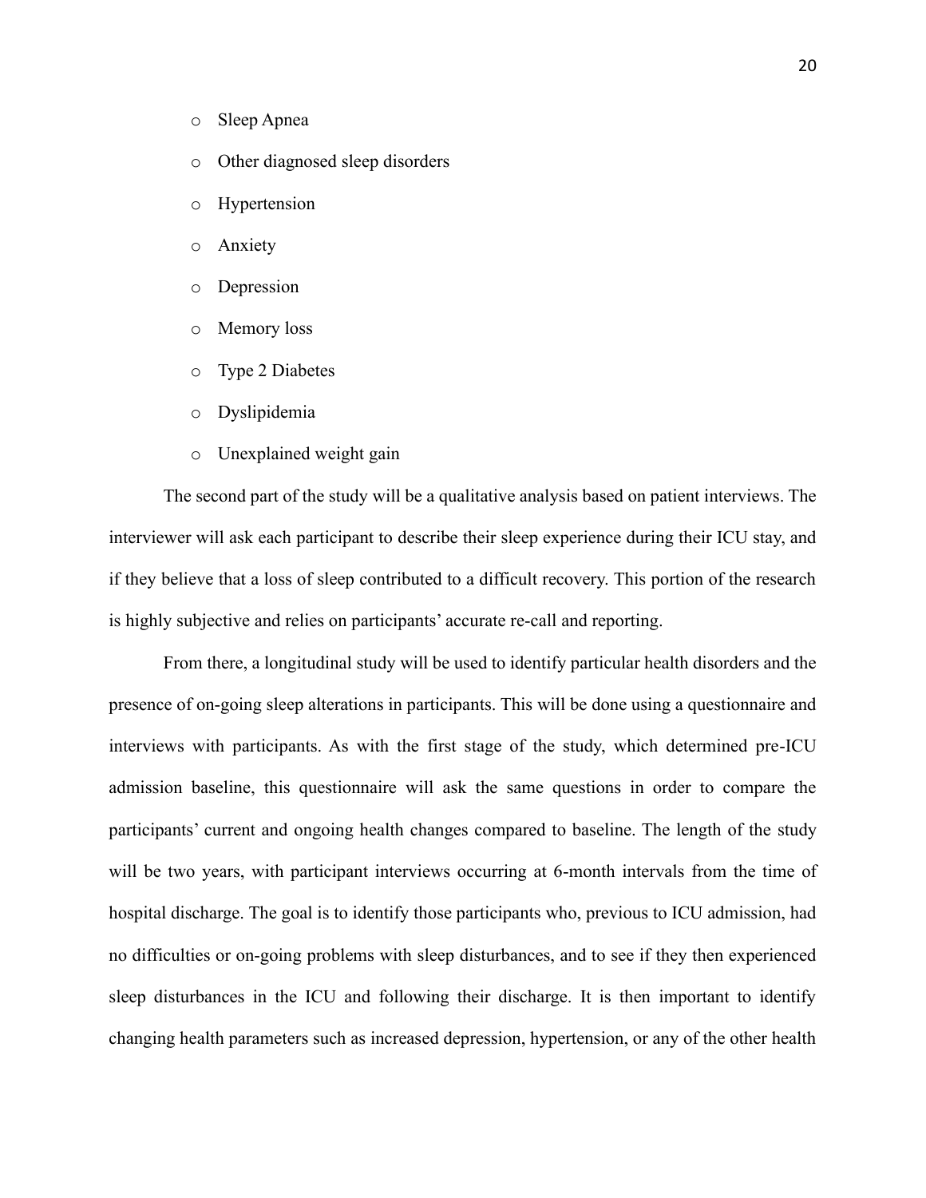- Sleep Apnea
- Other diagnosed sleep disorders
- Hypertension
- Anxiety
- Depression
- Memory loss
- Type 2 Diabetes
- Dyslipidemia
- Unexplained weight gain

The second part of the study will be a qualitative analysis based on patient interviews. The interviewer will ask each participant to describe their sleep experience during their ICU stay, and if they believe that a loss of sleep contributed to a difficult recovery. This portion of the research is highly subjective and relies on participants' accurate re-call and reporting.

From there, a longitudinal study will be used to identify particular health disorders and the presence of on-going sleep alterations in participants. This will be done using a questionnaire and interviews with participants. As with the first stage of the study, which determined pre-ICU admission baseline, this questionnaire will ask the same questions in order to compare the participants' current and ongoing health changes compared to baseline. The length of the study will be two years, with participant interviews occurring at 6-month intervals from the time of hospital discharge. The goal is to identify those participants who, previous to ICU admission, had no difficulties or on-going problems with sleep disturbances, and to see if they then experienced sleep disturbances in the ICU and following their discharge. It is then important to identify changing health parameters such as increased depression, hypertension, or any of the other health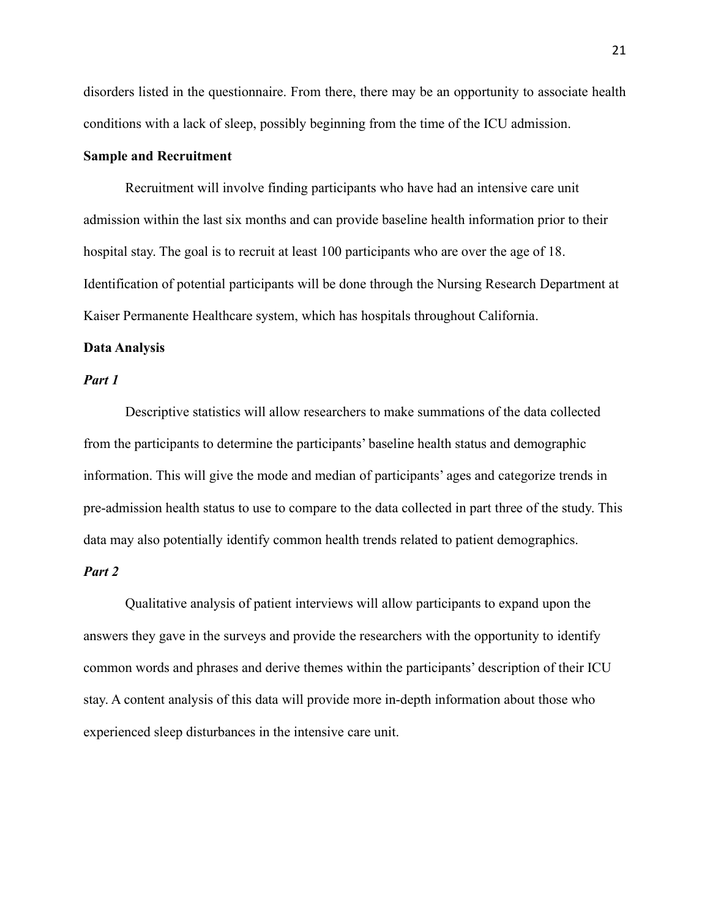disorders listed in the questionnaire. From there, there may be an opportunity to associate health conditions with a lack of sleep, possibly beginning from the time of the ICU admission.

**Sample and Recruitment**

Recruitment will involve finding participants who have had an intensive care unit admission within the last six months and can provide baseline health information prior to their hospital stay. The goal is to recruit at least 100 participants who are over the age of 18. Identification of potential participants will be done through the Nursing Research Department at Kaiser Permanente Healthcare system, which has hospitals throughout California.

**Data Analysis**

***Part 1***

Descriptive statistics will allow researchers to make summations of the data collected from the participants to determine the participants' baseline health status and demographic information. This will give the mode and median of participants' ages and categorize trends in pre-admission health status to use to compare to the data collected in part three of the study. This data may also potentially identify common health trends related to patient demographics.

***Part 2***

Qualitative analysis of patient interviews will allow participants to expand upon the answers they gave in the surveys and provide the researchers with the opportunity to identify common words and phrases and derive themes within the participants' description of their ICU stay. A content analysis of this data will provide more in-depth information about those who experienced sleep disturbances in the intensive care unit.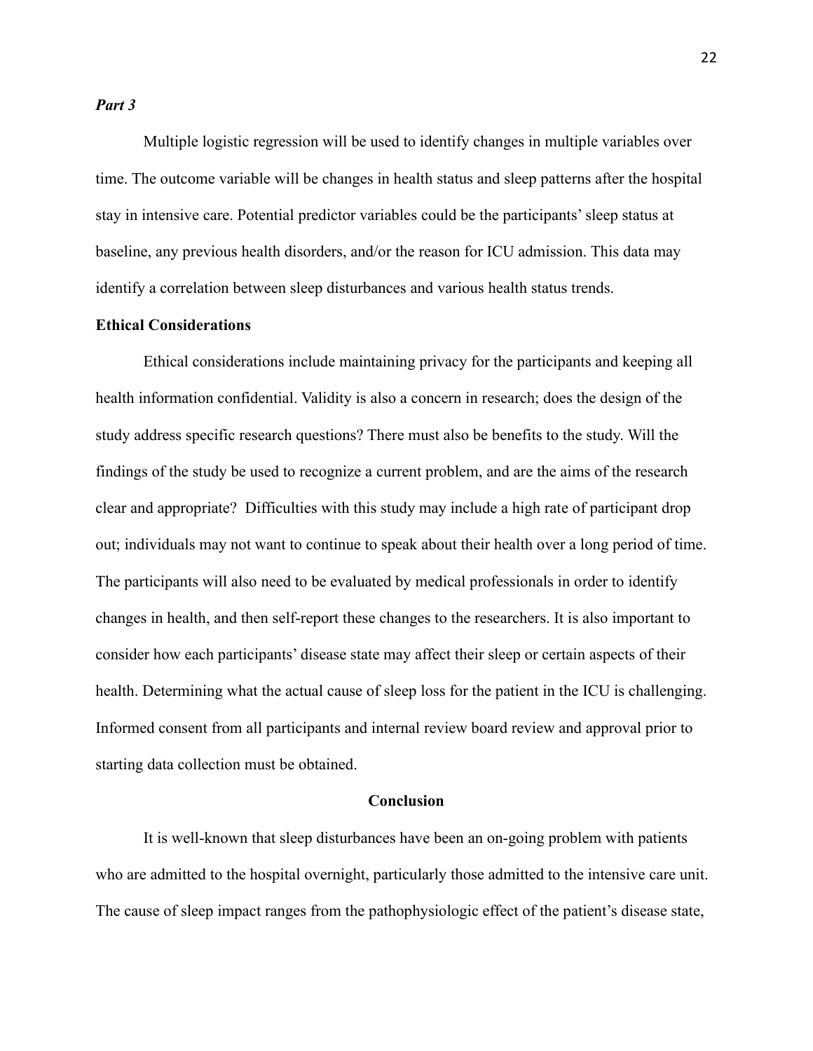*Part 3*

Multiple logistic regression will be used to identify changes in multiple variables over time. The outcome variable will be changes in health status and sleep patterns after the hospital stay in intensive care. Potential predictor variables could be the participants' sleep status at baseline, any previous health disorders, and/or the reason for ICU admission. This data may identify a correlation between sleep disturbances and various health status trends.

**Ethical Considerations**

Ethical considerations include maintaining privacy for the participants and keeping all health information confidential. Validity is also a concern in research; does the design of the study address specific research questions? There must also be benefits to the study. Will the findings of the study be used to recognize a current problem, and are the aims of the research clear and appropriate? Difficulties with this study may include a high rate of participant drop out; individuals may not want to continue to speak about their health over a long period of time. The participants will also need to be evaluated by medical professionals in order to identify changes in health, and then self-report these changes to the researchers. It is also important to consider how each participants' disease state may affect their sleep or certain aspects of their health. Determining what the actual cause of sleep loss for the patient in the ICU is challenging. Informed consent from all participants and internal review board review and approval prior to starting data collection must be obtained.

## Conclusion

It is well-known that sleep disturbances have been an on-going problem with patients who are admitted to the hospital overnight, particularly those admitted to the intensive care unit. The cause of sleep impact ranges from the pathophysiologic effect of the patient's disease state,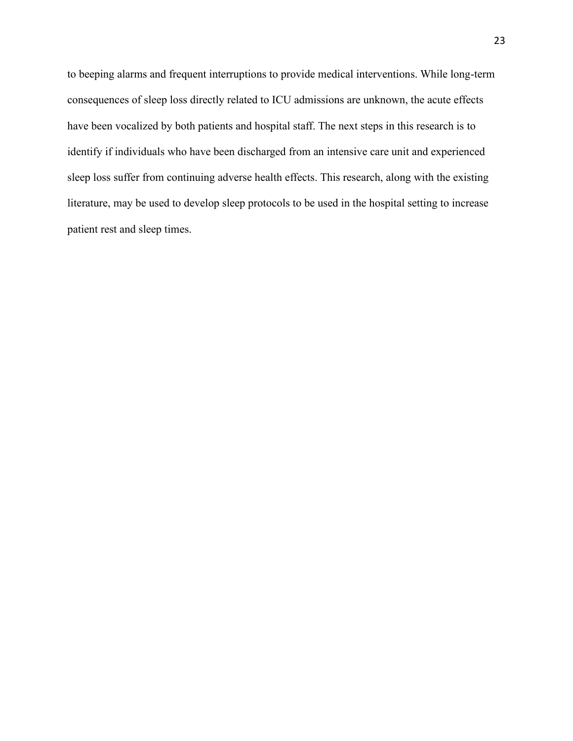to beeping alarms and frequent interruptions to provide medical interventions. While long-term consequences of sleep loss directly related to ICU admissions are unknown, the acute effects have been vocalized by both patients and hospital staff. The next steps in this research is to identify if individuals who have been discharged from an intensive care unit and experienced sleep loss suffer from continuing adverse health effects. This research, along with the existing literature, may be used to develop sleep protocols to be used in the hospital setting to increase patient rest and sleep times.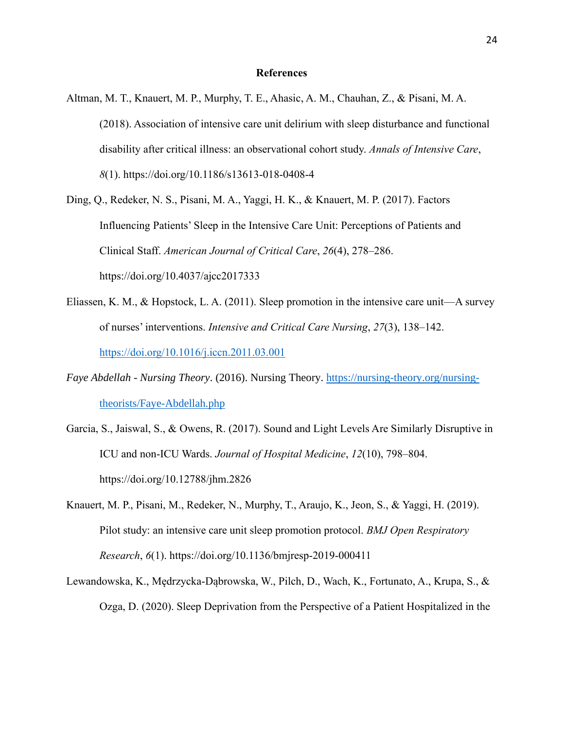## References

Altman, M. T., Knauert, M. P., Murphy, T. E., Ahasic, A. M., Chauhan, Z., & Pisani, M. A. (2018). Association of intensive care unit delirium with sleep disturbance and functional disability after critical illness: an observational cohort study. *Annals of Intensive Care*, *8*(1). https://doi.org/10.1186/s13613-018-0408-4

Ding, Q., Redeker, N. S., Pisani, M. A., Yaggi, H. K., & Knauert, M. P. (2017). Factors Influencing Patients' Sleep in the Intensive Care Unit: Perceptions of Patients and Clinical Staff. *American Journal of Critical Care*, *26*(4), 278–286. https://doi.org/10.4037/ajcc2017333

Eliassen, K. M., & Hopstock, L. A. (2011). Sleep promotion in the intensive care unit—A survey of nurses' interventions. *Intensive and Critical Care Nursing*, *27*(3), 138–142. https://doi.org/10.1016/j.iccn.2011.03.001

*Faye Abdellah - Nursing Theory*. (2016). Nursing Theory. https://nursing-theory.org/nursing-theorists/Faye-Abdellah.php

Garcia, S., Jaiswal, S., & Owens, R. (2017). Sound and Light Levels Are Similarly Disruptive in ICU and non-ICU Wards. *Journal of Hospital Medicine*, *12*(10), 798–804. https://doi.org/10.12788/jhm.2826

Knauert, M. P., Pisani, M., Redeker, N., Murphy, T., Araujo, K., Jeon, S., & Yaggi, H. (2019). Pilot study: an intensive care unit sleep promotion protocol. *BMJ Open Respiratory Research*, *6*(1). https://doi.org/10.1136/bmjresp-2019-000411

Lewandowska, K., Mędrzycka-Dąbrowska, W., Pilch, D., Wach, K., Fortunato, A., Krupa, S., & Ozga, D. (2020). Sleep Deprivation from the Perspective of a Patient Hospitalized in the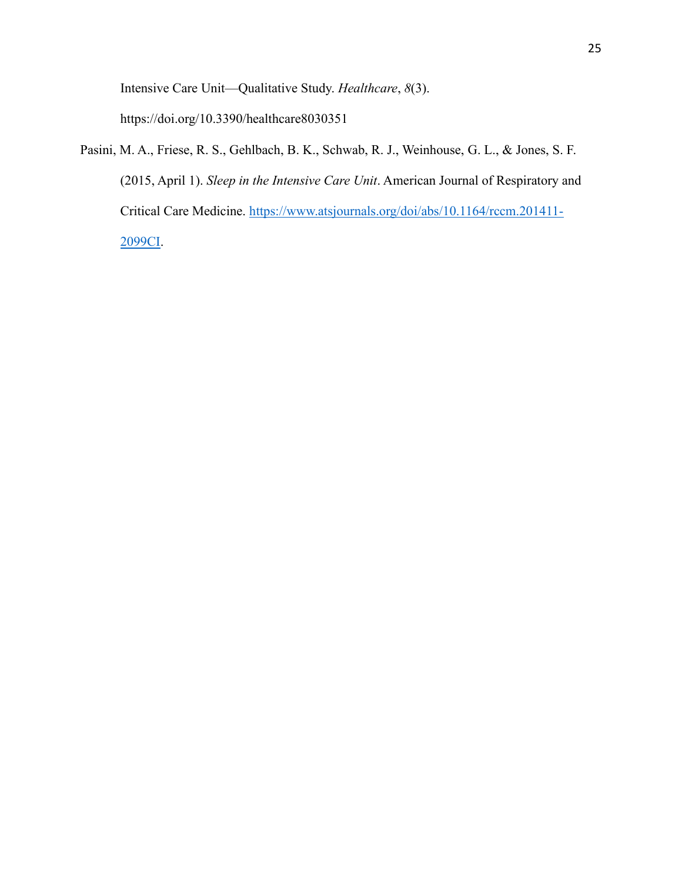Intensive Care Unit—Qualitative Study. *Healthcare*, *8*(3). https://doi.org/10.3390/healthcare8030351

Pasini, M. A., Friese, R. S., Gehlbach, B. K., Schwab, R. J., Weinhouse, G. L., & Jones, S. F. (2015, April 1). *Sleep in the Intensive Care Unit*. American Journal of Respiratory and Critical Care Medicine. https://www.atsjournals.org/doi/abs/10.1164/rccm.201411-2099CI.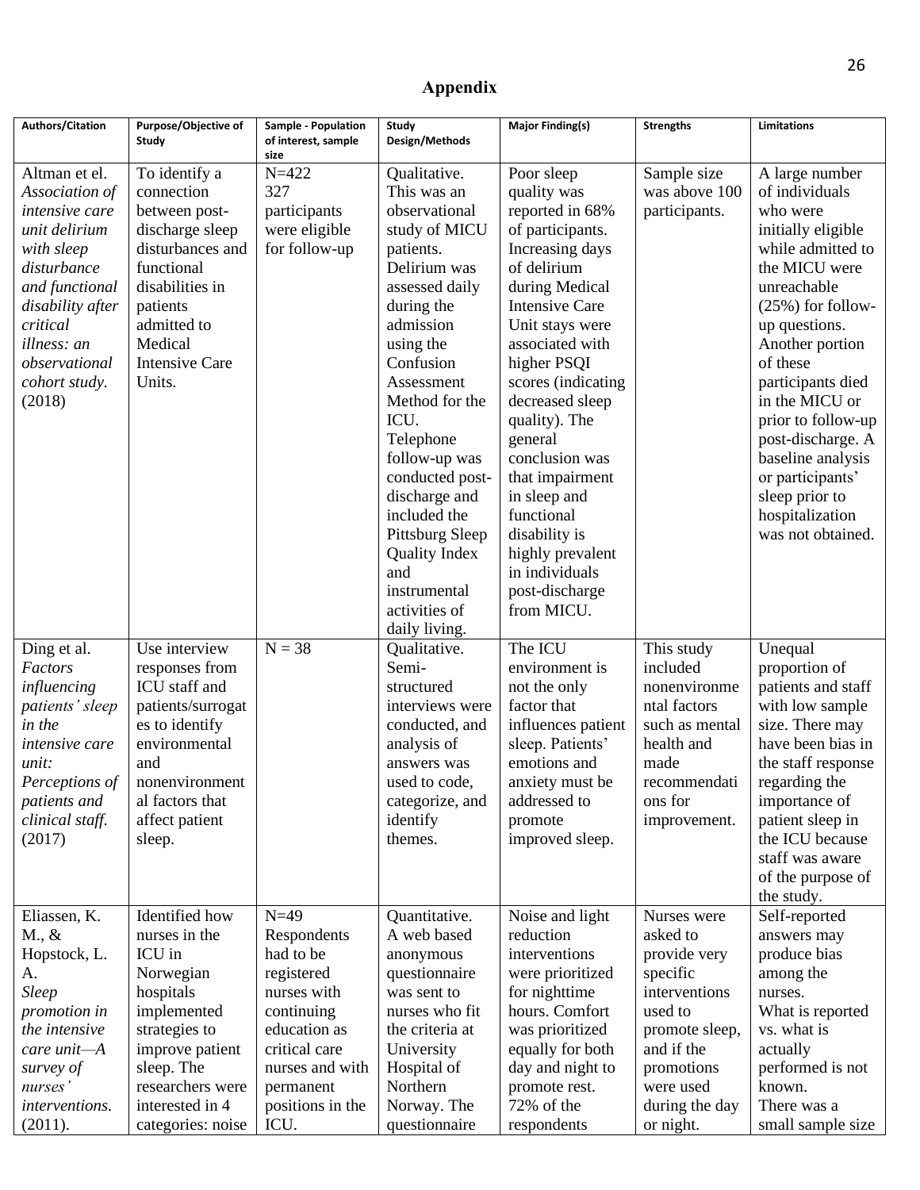# Appendix

| Authors/Citation | Purpose/Objective of Study | Sample - Population of interest, sample size | Study Design/Methods | Major Finding(s) | Strengths | Limitations |
|---|---|---|---|---|---|---|
| Altman et el. *Association of intensive care unit delirium with sleep disturbance and functional disability after critical illness: an observational cohort study.* (2018) | To identify a connection between post-discharge sleep disturbances and functional disabilities in patients admitted to Medical Intensive Care Units. | N=422 327 participants were eligible for follow-up | Qualitative. This was an observational study of MICU patients. Delirium was assessed daily during the admission using the Confusion Assessment Method for the ICU. Telephone follow-up was conducted post-discharge and included the Pittsburg Sleep Quality Index and instrumental activities of daily living. | Poor sleep quality was reported in 68% of participants. Increasing days of delirium during Medical Intensive Care Unit stays were associated with higher PSQI scores (indicating decreased sleep quality). The general conclusion was that impairment in sleep and functional disability is highly prevalent in individuals post-discharge from MICU. | Sample size was above 100 participants. | A large number of individuals who were initially eligible while admitted to the MICU were unreachable (25%) for follow-up questions. Another portion of these participants died in the MICU or prior to follow-up post-discharge. A baseline analysis or participants' sleep prior to hospitalization was not obtained. |
| Ding et al. *Factors influencing patients' sleep in the intensive care unit: Perceptions of patients and clinical staff.* (2017) | Use interview responses from ICU staff and patients/surrogates to identify environmental and nonenvironmental factors that affect patient sleep. | N = 38 | Qualitative. Semi-structured interviews were conducted, and analysis of answers was used to code, categorize, and identify themes. | The ICU environment is not the only factor that influences patient sleep. Patients' emotions and anxiety must be addressed to promote improved sleep. | This study included nonenvironmental factors such as mental health and made recommendations for improvement. | Unequal proportion of patients and staff with low sample size. There may have been bias in the staff response regarding the importance of patient sleep in the ICU because staff was aware of the purpose of the study. |
| Eliassen, K. M., & Hopstock, L. A. *Sleep promotion in the intensive care unit—A survey of nurses' interventions.* (2011). | Identified how nurses in the ICU in Norwegian hospitals implemented strategies to improve patient sleep. The researchers were interested in 4 categories: noise | N=49 Respondents had to be registered nurses with continuing education as critical care nurses and with permanent positions in the ICU. | Quantitative. A web based anonymous questionnaire was sent to nurses who fit the criteria at University Hospital of Northern Norway. The questionnaire | Noise and light reduction interventions were prioritized for nighttime hours. Comfort was prioritized equally for both day and night to promote rest. 72% of the respondents | Nurses were asked to provide very specific interventions used to promote sleep, and if the promotions were used during the day or night. | Self-reported answers may produce bias among the nurses. What is reported vs. what is actually performed is not known. There was a small sample size |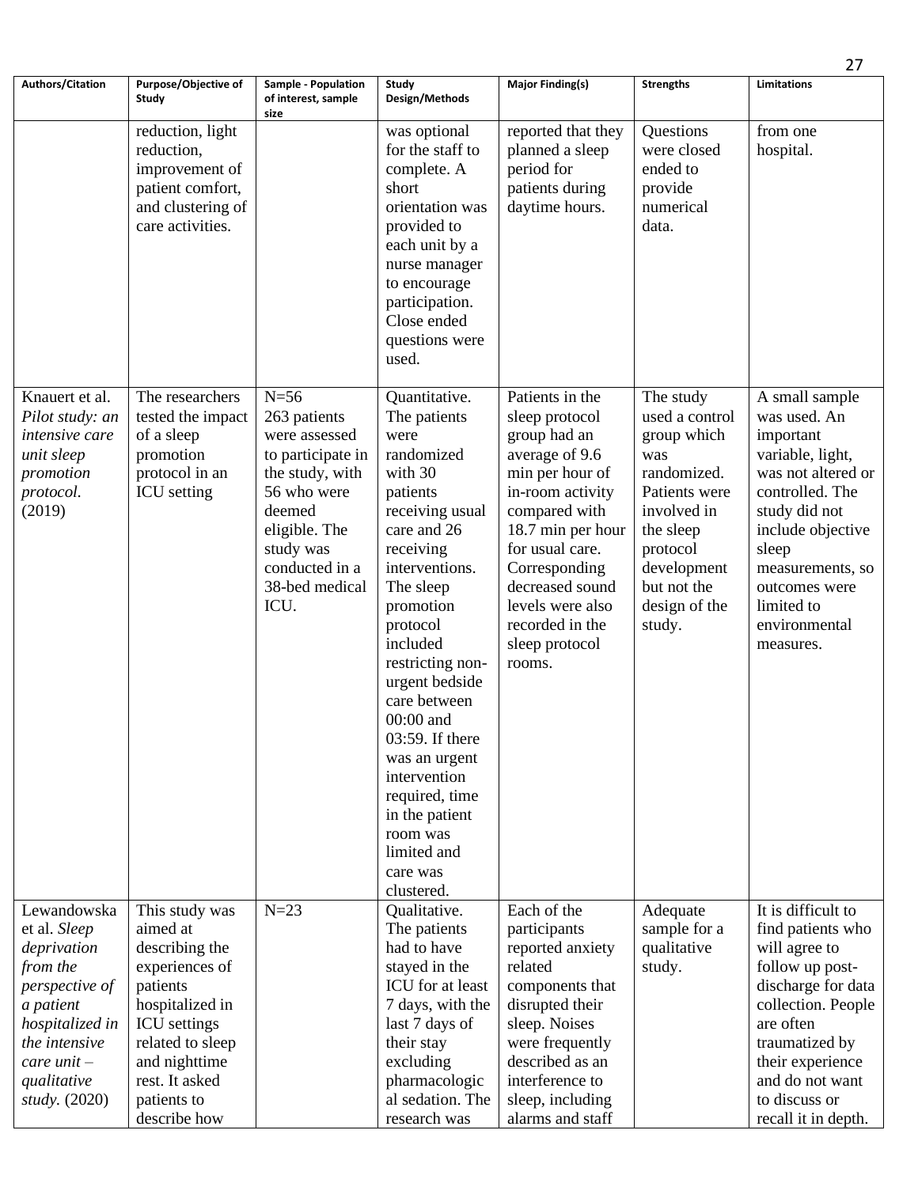| Authors/Citation | Purpose/Objective of Study | Sample - Population of interest, sample size | Study Design/Methods | Major Finding(s) | Strengths | Limitations |
|---|---|---|---|---|---|---|
| | reduction, light reduction, improvement of patient comfort, and clustering of care activities. | | was optional for the staff to complete. A short orientation was provided to each unit by a nurse manager to encourage participation. Close ended questions were used. | reported that they planned a sleep period for patients during daytime hours. | Questions were closed ended to provide numerical data. | from one hospital. |
| Knauert et al. *Pilot study: an intensive care unit sleep promotion protocol.* (2019) | The researchers tested the impact of a sleep promotion protocol in an ICU setting | N=56 263 patients were assessed to participate in the study, with 56 who were deemed eligible. The study was conducted in a 38-bed medical ICU. | Quantitative. The patients were randomized with 30 patients receiving usual care and 26 receiving interventions. The sleep promotion protocol included restricting non-urgent bedside care between 00:00 and 03:59. If there was an urgent intervention required, time in the patient room was limited and care was clustered. | Patients in the sleep protocol group had an average of 9.6 min per hour of in-room activity compared with 18.7 min per hour for usual care. Corresponding decreased sound levels were also recorded in the sleep protocol rooms. | The study used a control group which was randomized. Patients were involved in the sleep protocol development but not the design of the study. | A small sample was used. An important variable, light, was not altered or controlled. The study did not include objective sleep measurements, so outcomes were limited to environmental measures. |
| Lewandowska et al. *Sleep deprivation from the perspective of a patient hospitalized in the intensive care unit – qualitative study.* (2020) | This study was aimed at describing the experiences of patients hospitalized in ICU settings related to sleep and nighttime rest. It asked patients to describe how | N=23 | Qualitative. The patients had to have stayed in the ICU for at least 7 days, with the last 7 days of their stay excluding pharmacologic al sedation. The research was | Each of the participants reported anxiety related components that disrupted their sleep. Noises were frequently described as an interference to sleep, including alarms and staff | Adequate sample for a qualitative study. | It is difficult to find patients who will agree to follow up post-discharge for data collection. People are often traumatized by their experience and do not want to discuss or recall it in depth. |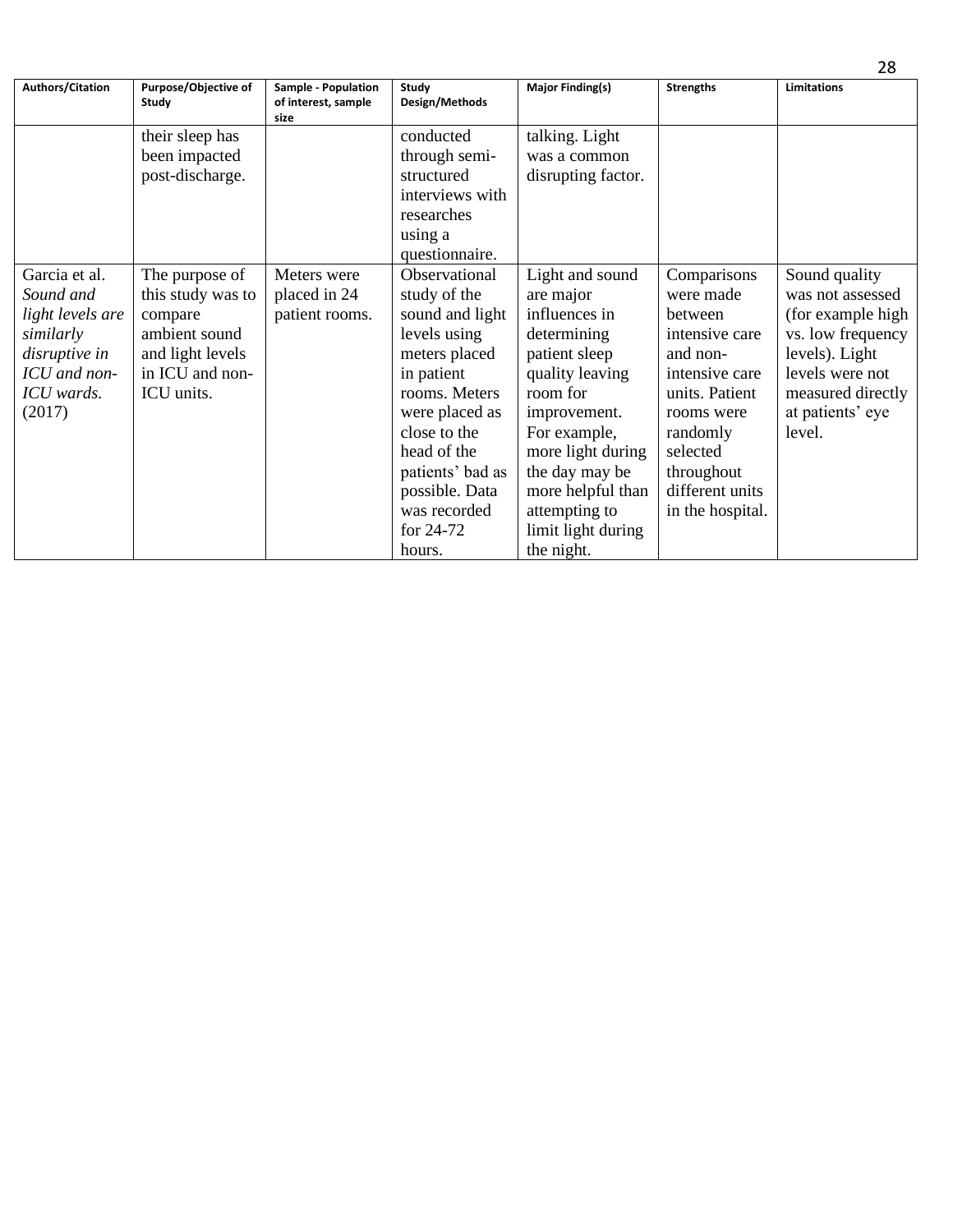| Authors/Citation | Purpose/Objective of Study | Sample - Population of interest, sample size | Study Design/Methods | Major Finding(s) | Strengths | Limitations |
|---|---|---|---|---|---|---|
| | their sleep has been impacted post-discharge. | | conducted through semi-structured interviews with researches using a questionnaire. | talking. Light was a common disrupting factor. | | |
| Garcia et al. *Sound and light levels are similarly disruptive in ICU and non-ICU wards.* (2017) | The purpose of this study was to compare ambient sound and light levels in ICU and non-ICU units. | Meters were placed in 24 patient rooms. | Observational study of the sound and light levels using meters placed in patient rooms. Meters were placed as close to the head of the patients' bad as possible. Data was recorded for 24-72 hours. | Light and sound are major influences in determining patient sleep quality leaving room for improvement. For example, more light during the day may be more helpful than attempting to limit light during the night. | Comparisons were made between intensive care and non-intensive care units. Patient rooms were randomly selected throughout different units in the hospital. | Sound quality was not assessed (for example high vs. low frequency levels). Light levels were not measured directly at patients' eye level. |